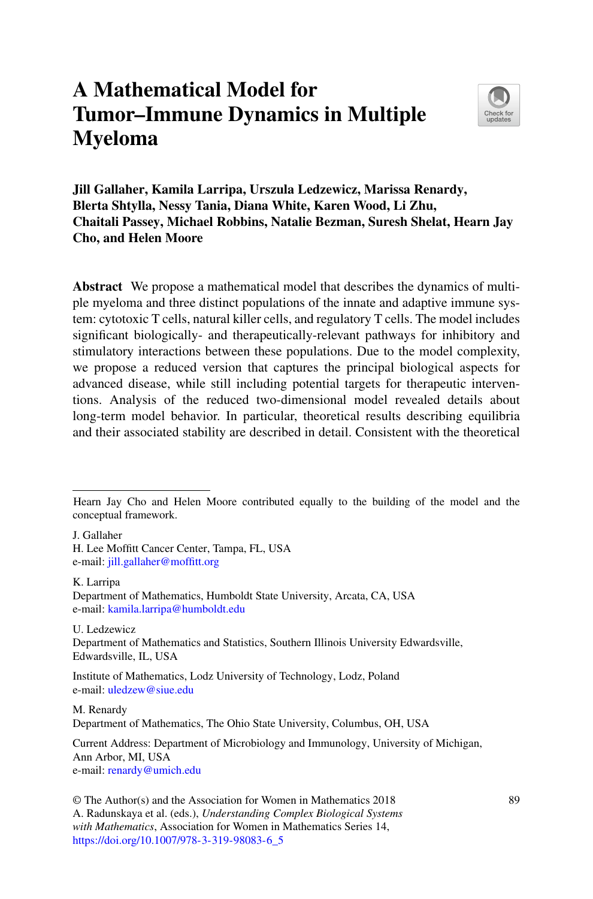# A Mathematical Model for Tumor–Immune Dynamics in Multiple Myeloma

**Jill Gallaher, Kamila Larripa, Urszula Ledzewicz, Marissa Renardy, Blerta Shtylla, Nessy Tania, Diana White, Karen Wood, Li Zhu, Chaitali Passey, Michael Robbins, Natalie Bezman, Suresh Shelat, Hearn Jay Cho, and Helen Moore**

**Abstract** We propose a mathematical model that describes the dynamics of multiple myeloma and three distinct populations of the innate and adaptive immune system: cytotoxic T cells, natural killer cells, and regulatory T cells. The model includes significant biologically- and therapeutically-relevant pathways for inhibitory and stimulatory interactions between these populations. Due to the model complexity, we propose a reduced version that captures the principal biological aspects for advanced disease, while still including potential targets for therapeutic interventions. Analysis of the reduced two-dimensional model revealed details about long-term model behavior. In particular, theoretical results describing equilibria and their associated stability are described in detail. Consistent with the theoretical

---

Hearn Jay Cho and Helen Moore contributed equally to the building of the model and the conceptual framework.

J. Gallaher
H. Lee Moffitt Cancer Center, Tampa, FL, USA
e-mail: jill.gallaher@moffitt.org

K. Larripa
Department of Mathematics, Humboldt State University, Arcata, CA, USA
e-mail: kamila.larripa@humboldt.edu

U. Ledzewicz
Department of Mathematics and Statistics, Southern Illinois University Edwardsville, Edwardsville, IL, USA

Institute of Mathematics, Lodz University of Technology, Lodz, Poland
e-mail: uledzew@siue.edu

M. Renardy
Department of Mathematics, The Ohio State University, Columbus, OH, USA

Current Address: Department of Microbiology and Immunology, University of Michigan, Ann Arbor, MI, USA
e-mail: renardy@umich.edu

© The Author(s) and the Association for Women in Mathematics 2018
A. Radunskaya et al. (eds.), *Understanding Complex Biological Systems with Mathematics*, Association for Women in Mathematics Series 14,
https://doi.org/10.1007/978-3-319-98083-6_5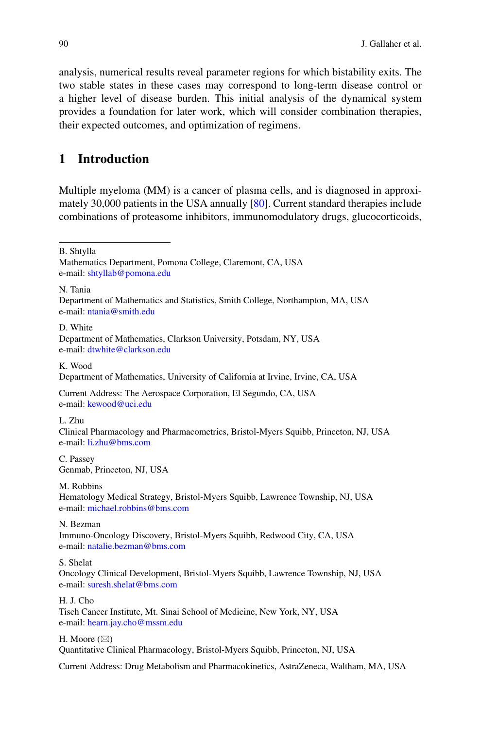analysis, numerical results reveal parameter regions for which bistability exits. The two stable states in these cases may correspond to long-term disease control or a higher level of disease burden. This initial analysis of the dynamical system provides a foundation for later work, which will consider combination therapies, their expected outcomes, and optimization of regimens.

## 1 Introduction

Multiple myeloma (MM) is a cancer of plasma cells, and is diagnosed in approximately 30,000 patients in the USA annually [80]. Current standard therapies include combinations of proteasome inhibitors, immunomodulatory drugs, glucocorticoids,

---

B. Shtylla
Mathematics Department, Pomona College, Claremont, CA, USA
e-mail: shtyllab@pomona.edu

N. Tania
Department of Mathematics and Statistics, Smith College, Northampton, MA, USA
e-mail: ntania@smith.edu

D. White
Department of Mathematics, Clarkson University, Potsdam, NY, USA
e-mail: dtwhite@clarkson.edu

K. Wood
Department of Mathematics, University of California at Irvine, Irvine, CA, USA

Current Address: The Aerospace Corporation, El Segundo, CA, USA
e-mail: kewood@uci.edu

L. Zhu
Clinical Pharmacology and Pharmacometrics, Bristol-Myers Squibb, Princeton, NJ, USA
e-mail: li.zhu@bms.com

C. Passey
Genmab, Princeton, NJ, USA

M. Robbins
Hematology Medical Strategy, Bristol-Myers Squibb, Lawrence Township, NJ, USA
e-mail: michael.robbins@bms.com

N. Bezman
Immuno-Oncology Discovery, Bristol-Myers Squibb, Redwood City, CA, USA
e-mail: natalie.bezman@bms.com

S. Shelat
Oncology Clinical Development, Bristol-Myers Squibb, Lawrence Township, NJ, USA
e-mail: suresh.shelat@bms.com

H. J. Cho
Tisch Cancer Institute, Mt. Sinai School of Medicine, New York, NY, USA
e-mail: hearn.jay.cho@mssm.edu

H. Moore (✉)
Quantitative Clinical Pharmacology, Bristol-Myers Squibb, Princeton, NJ, USA

Current Address: Drug Metabolism and Pharmacokinetics, AstraZeneca, Waltham, MA, USA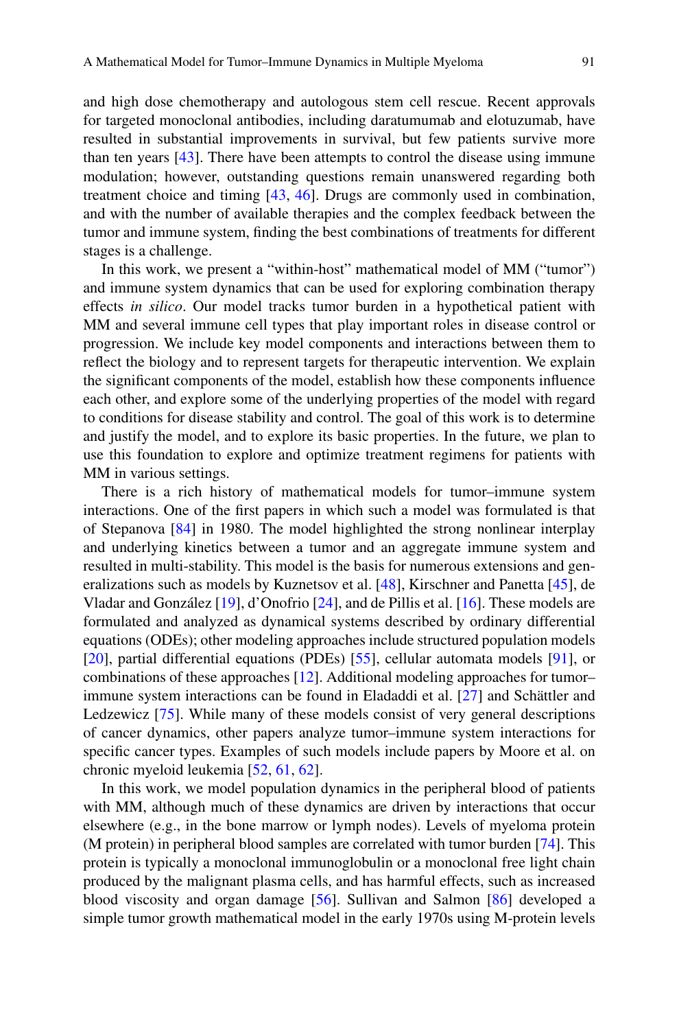and high dose chemotherapy and autologous stem cell rescue. Recent approvals for targeted monoclonal antibodies, including daratumumab and elotuzumab, have resulted in substantial improvements in survival, but few patients survive more than ten years [43]. There have been attempts to control the disease using immune modulation; however, outstanding questions remain unanswered regarding both treatment choice and timing [43, 46]. Drugs are commonly used in combination, and with the number of available therapies and the complex feedback between the tumor and immune system, finding the best combinations of treatments for different stages is a challenge.

In this work, we present a "within-host" mathematical model of MM ("tumor") and immune system dynamics that can be used for exploring combination therapy effects *in silico*. Our model tracks tumor burden in a hypothetical patient with MM and several immune cell types that play important roles in disease control or progression. We include key model components and interactions between them to reflect the biology and to represent targets for therapeutic intervention. We explain the significant components of the model, establish how these components influence each other, and explore some of the underlying properties of the model with regard to conditions for disease stability and control. The goal of this work is to determine and justify the model, and to explore its basic properties. In the future, we plan to use this foundation to explore and optimize treatment regimens for patients with MM in various settings.

There is a rich history of mathematical models for tumor–immune system interactions. One of the first papers in which such a model was formulated is that of Stepanova [84] in 1980. The model highlighted the strong nonlinear interplay and underlying kinetics between a tumor and an aggregate immune system and resulted in multi-stability. This model is the basis for numerous extensions and generalizations such as models by Kuznetsov et al. [48], Kirschner and Panetta [45], de Vladar and González [19], d'Onofrio [24], and de Pillis et al. [16]. These models are formulated and analyzed as dynamical systems described by ordinary differential equations (ODEs); other modeling approaches include structured population models [20], partial differential equations (PDEs) [55], cellular automata models [91], or combinations of these approaches [12]. Additional modeling approaches for tumor–immune system interactions can be found in Eladaddi et al. [27] and Schättler and Ledzewicz [75]. While many of these models consist of very general descriptions of cancer dynamics, other papers analyze tumor–immune system interactions for specific cancer types. Examples of such models include papers by Moore et al. on chronic myeloid leukemia [52, 61, 62].

In this work, we model population dynamics in the peripheral blood of patients with MM, although much of these dynamics are driven by interactions that occur elsewhere (e.g., in the bone marrow or lymph nodes). Levels of myeloma protein (M protein) in peripheral blood samples are correlated with tumor burden [74]. This protein is typically a monoclonal immunoglobulin or a monoclonal free light chain produced by the malignant plasma cells, and has harmful effects, such as increased blood viscosity and organ damage [56]. Sullivan and Salmon [86] developed a simple tumor growth mathematical model in the early 1970s using M-protein levels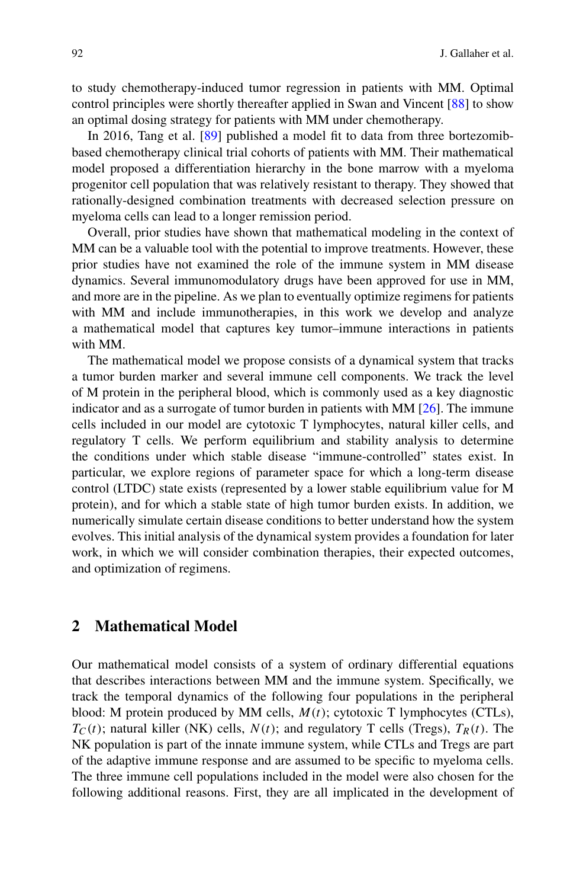to study chemotherapy-induced tumor regression in patients with MM. Optimal control principles were shortly thereafter applied in Swan and Vincent [88] to show an optimal dosing strategy for patients with MM under chemotherapy.

In 2016, Tang et al. [89] published a model fit to data from three bortezomib-based chemotherapy clinical trial cohorts of patients with MM. Their mathematical model proposed a differentiation hierarchy in the bone marrow with a myeloma progenitor cell population that was relatively resistant to therapy. They showed that rationally-designed combination treatments with decreased selection pressure on myeloma cells can lead to a longer remission period.

Overall, prior studies have shown that mathematical modeling in the context of MM can be a valuable tool with the potential to improve treatments. However, these prior studies have not examined the role of the immune system in MM disease dynamics. Several immunomodulatory drugs have been approved for use in MM, and more are in the pipeline. As we plan to eventually optimize regimens for patients with MM and include immunotherapies, in this work we develop and analyze a mathematical model that captures key tumor–immune interactions in patients with MM.

The mathematical model we propose consists of a dynamical system that tracks a tumor burden marker and several immune cell components. We track the level of M protein in the peripheral blood, which is commonly used as a key diagnostic indicator and as a surrogate of tumor burden in patients with MM [26]. The immune cells included in our model are cytotoxic T lymphocytes, natural killer cells, and regulatory T cells. We perform equilibrium and stability analysis to determine the conditions under which stable disease "immune-controlled" states exist. In particular, we explore regions of parameter space for which a long-term disease control (LTDC) state exists (represented by a lower stable equilibrium value for M protein), and for which a stable state of high tumor burden exists. In addition, we numerically simulate certain disease conditions to better understand how the system evolves. This initial analysis of the dynamical system provides a foundation for later work, in which we will consider combination therapies, their expected outcomes, and optimization of regimens.

## 2 Mathematical Model

Our mathematical model consists of a system of ordinary differential equations that describes interactions between MM and the immune system. Specifically, we track the temporal dynamics of the following four populations in the peripheral blood: M protein produced by MM cells, $M(t)$; cytotoxic T lymphocytes (CTLs), $T_C(t)$; natural killer (NK) cells, $N(t)$; and regulatory T cells (Tregs), $T_R(t)$. The NK population is part of the innate immune system, while CTLs and Tregs are part of the adaptive immune response and are assumed to be specific to myeloma cells. The three immune cell populations included in the model were also chosen for the following additional reasons. First, they are all implicated in the development of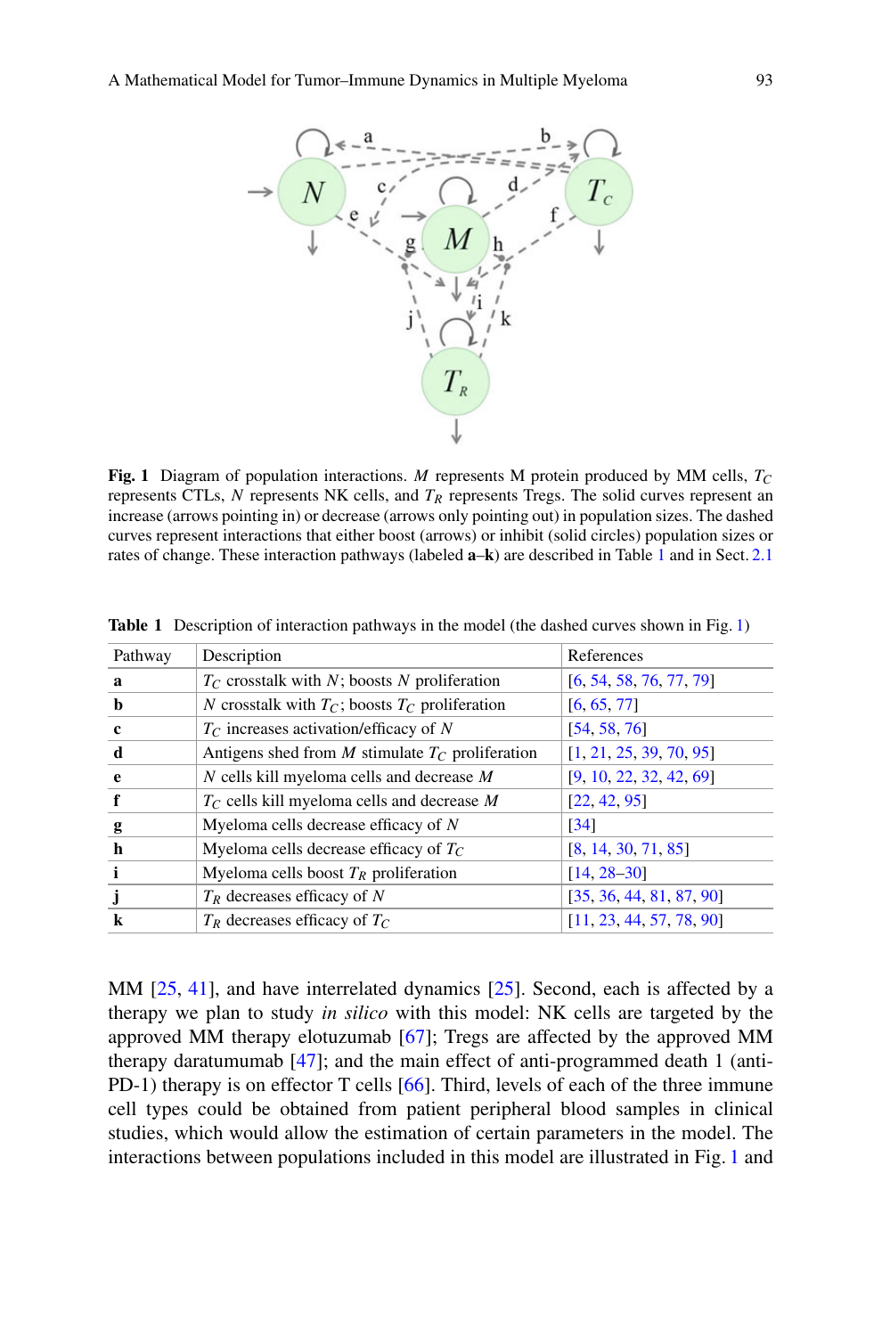**Fig. 1** Diagram of population interactions. $M$ represents M protein produced by MM cells, $T_C$ represents CTLs, $N$ represents NK cells, and $T_R$ represents Tregs. The solid curves represent an increase (arrows pointing in) or decrease (arrows only pointing out) in population sizes. The dashed curves represent interactions that either boost (arrows) or inhibit (solid circles) population sizes or rates of change. These interaction pathways (labeled **a**–**k**) are described in Table 1 and in Sect. 2.1

**Table 1** Description of interaction pathways in the model (the dashed curves shown in Fig. 1)

| Pathway | Description | References |
|---|---|---|
| **a** | $T_C$ crosstalk with $N$; boosts $N$ proliferation | [6, 54, 58, 76, 77, 79] |
| **b** | $N$ crosstalk with $T_C$; boosts $T_C$ proliferation | [6, 65, 77] |
| **c** | $T_C$ increases activation/efficacy of $N$ | [54, 58, 76] |
| **d** | Antigens shed from $M$ stimulate $T_C$ proliferation | [1, 21, 25, 39, 70, 95] |
| **e** | $N$ cells kill myeloma cells and decrease $M$ | [9, 10, 22, 32, 42, 69] |
| **f** | $T_C$ cells kill myeloma cells and decrease $M$ | [22, 42, 95] |
| **g** | Myeloma cells decrease efficacy of $N$ | [34] |
| **h** | Myeloma cells decrease efficacy of $T_C$ | [8, 14, 30, 71, 85] |
| **i** | Myeloma cells boost $T_R$ proliferation | [14, 28–30] |
| **j** | $T_R$ decreases efficacy of $N$ | [35, 36, 44, 81, 87, 90] |
| **k** | $T_R$ decreases efficacy of $T_C$ | [11, 23, 44, 57, 78, 90] |

MM [25, 41], and have interrelated dynamics [25]. Second, each is affected by a therapy we plan to study *in silico* with this model: NK cells are targeted by the approved MM therapy elotuzumab [67]; Tregs are affected by the approved MM therapy daratumumab [47]; and the main effect of anti-programmed death 1 (anti-PD-1) therapy is on effector T cells [66]. Third, levels of each of the three immune cell types could be obtained from patient peripheral blood samples in clinical studies, which would allow the estimation of certain parameters in the model. The interactions between populations included in this model are illustrated in Fig. 1 and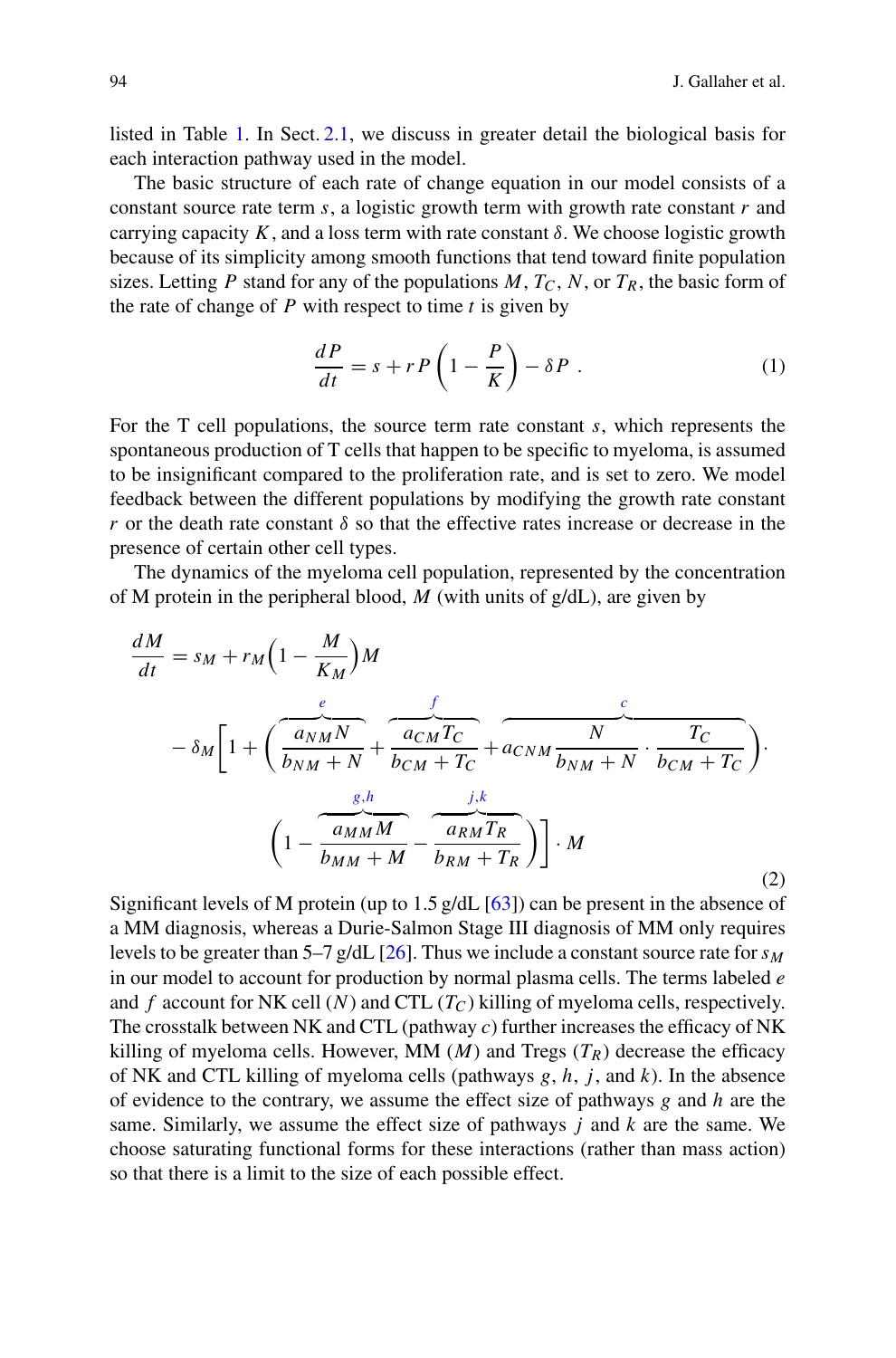listed in Table 1. In Sect. 2.1, we discuss in greater detail the biological basis for each interaction pathway used in the model.

The basic structure of each rate of change equation in our model consists of a constant source rate term $s$, a logistic growth term with growth rate constant $r$ and carrying capacity $K$, and a loss term with rate constant $\delta$. We choose logistic growth because of its simplicity among smooth functions that tend toward finite population sizes. Letting $P$ stand for any of the populations $M$, $T_C$, $N$, or $T_R$, the basic form of the rate of change of $P$ with respect to time $t$ is given by

$$\frac{dP}{dt} = s + rP\left(1 - \frac{P}{K}\right) - \delta P\ . \tag{1}$$

For the T cell populations, the source term rate constant $s$, which represents the spontaneous production of T cells that happen to be specific to myeloma, is assumed to be insignificant compared to the proliferation rate, and is set to zero. We model feedback between the different populations by modifying the growth rate constant $r$ or the death rate constant $\delta$ so that the effective rates increase or decrease in the presence of certain other cell types.

The dynamics of the myeloma cell population, represented by the concentration of M protein in the peripheral blood, $M$ (with units of g/dL), are given by

$$\begin{aligned}
\frac{dM}{dt} &= s_M + r_M\left(1 - \frac{M}{K_M}\right)M \\
&\quad - \delta_M\left[1 + \left(\overbrace{\frac{a_{NM}N}{b_{NM}+N}}^{e} + \overbrace{\frac{a_{CM}T_C}{b_{CM}+T_C}}^{f} + \overbrace{a_{CNM}\frac{N}{b_{NM}+N}\cdot\frac{T_C}{b_{CM}+T_C}}^{c}\right)\cdot\right. \\
&\quad \left.\left(1 - \overbrace{\frac{a_{MM}M}{b_{MM}+M}}^{g,h} - \overbrace{\frac{a_{RM}T_R}{b_{RM}+T_R}}^{j,k}\right)\right]\cdot M
\end{aligned} \tag{2}$$

Significant levels of M protein (up to 1.5 g/dL [63]) can be present in the absence of a MM diagnosis, whereas a Durie-Salmon Stage III diagnosis of MM only requires levels to be greater than 5–7 g/dL [26]. Thus we include a constant source rate for $s_M$ in our model to account for production by normal plasma cells. The terms labeled $e$ and $f$ account for NK cell ($N$) and CTL ($T_C$) killing of myeloma cells, respectively. The crosstalk between NK and CTL (pathway $c$) further increases the efficacy of NK killing of myeloma cells. However, MM ($M$) and Tregs ($T_R$) decrease the efficacy of NK and CTL killing of myeloma cells (pathways $g$, $h$, $j$, and $k$). In the absence of evidence to the contrary, we assume the effect size of pathways $g$ and $h$ are the same. Similarly, we assume the effect size of pathways $j$ and $k$ are the same. We choose saturating functional forms for these interactions (rather than mass action) so that there is a limit to the size of each possible effect.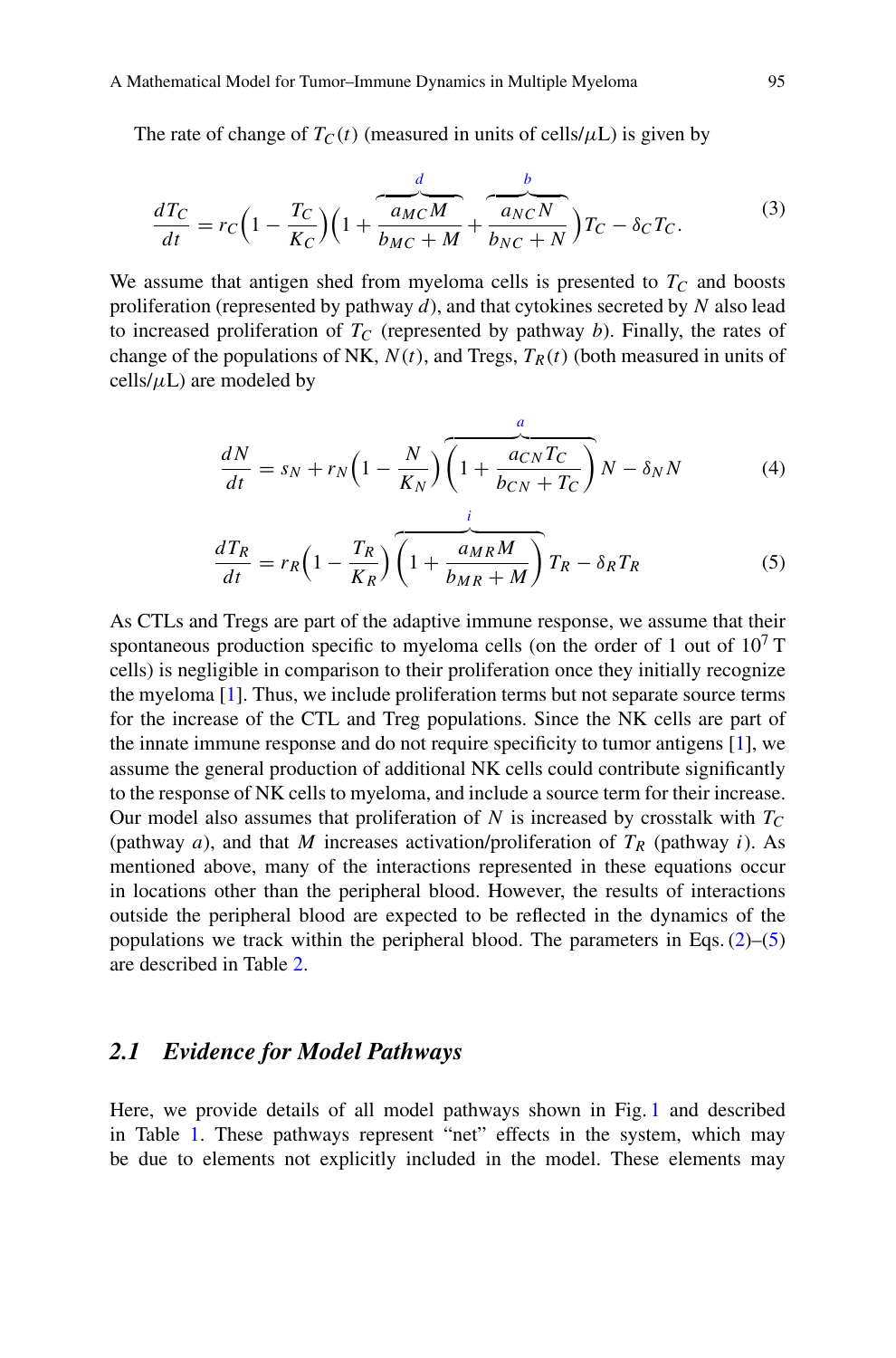The rate of change of $T_C(t)$ (measured in units of cells/$\mu$L) is given by

$$\frac{dT_C}{dt} = r_C\Big(1 - \frac{T_C}{K_C}\Big)\Big(1 + \overbrace{\frac{a_{MC}M}{b_{MC}+M}}^{d} + \overbrace{\frac{a_{NC}N}{b_{NC}+N}}^{b}\Big)T_C - \delta_C T_C. \tag{3}$$

We assume that antigen shed from myeloma cells is presented to $T_C$ and boosts proliferation (represented by pathway $d$), and that cytokines secreted by $N$ also lead to increased proliferation of $T_C$ (represented by pathway $b$). Finally, the rates of change of the populations of NK, $N(t)$, and Tregs, $T_R(t)$ (both measured in units of cells/$\mu$L) are modeled by

$$\frac{dN}{dt} = s_N + r_N\Big(1 - \frac{N}{K_N}\Big)\overbrace{\Big(1 + \frac{a_{CN}T_C}{b_{CN}+T_C}\Big)}^{a}N - \delta_N N \tag{4}$$

$$\frac{dT_R}{dt} = r_R\Big(1 - \frac{T_R}{K_R}\Big)\overbrace{\Big(1 + \frac{a_{MR}M}{b_{MR}+M}\Big)}^{i}T_R - \delta_R T_R \tag{5}$$

As CTLs and Tregs are part of the adaptive immune response, we assume that their spontaneous production specific to myeloma cells (on the order of 1 out of $10^7$ T cells) is negligible in comparison to their proliferation once they initially recognize the myeloma [1]. Thus, we include proliferation terms but not separate source terms for the increase of the CTL and Treg populations. Since the NK cells are part of the innate immune response and do not require specificity to tumor antigens [1], we assume the general production of additional NK cells could contribute significantly to the response of NK cells to myeloma, and include a source term for their increase. Our model also assumes that proliferation of $N$ is increased by crosstalk with $T_C$ (pathway $a$), and that $M$ increases activation/proliferation of $T_R$ (pathway $i$). As mentioned above, many of the interactions represented in these equations occur in locations other than the peripheral blood. However, the results of interactions outside the peripheral blood are expected to be reflected in the dynamics of the populations we track within the peripheral blood. The parameters in Eqs. (2)–(5) are described in Table 2.

## 2.1 Evidence for Model Pathways

Here, we provide details of all model pathways shown in Fig. 1 and described in Table 1. These pathways represent "net" effects in the system, which may be due to elements not explicitly included in the model. These elements may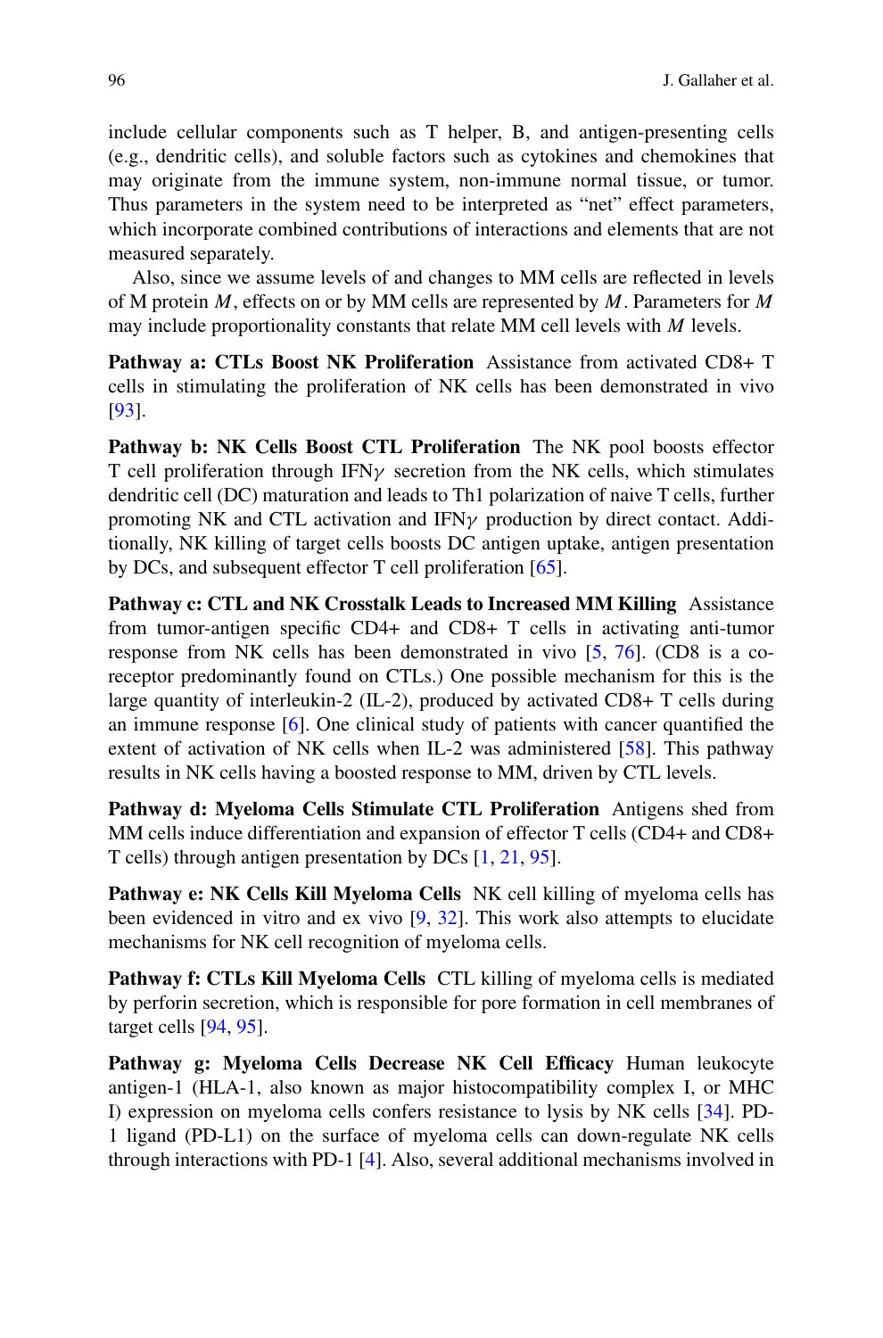include cellular components such as T helper, B, and antigen-presenting cells (e.g., dendritic cells), and soluble factors such as cytokines and chemokines that may originate from the immune system, non-immune normal tissue, or tumor. Thus parameters in the system need to be interpreted as "net" effect parameters, which incorporate combined contributions of interactions and elements that are not measured separately.

Also, since we assume levels of and changes to MM cells are reflected in levels of M protein $M$, effects on or by MM cells are represented by $M$. Parameters for $M$ may include proportionality constants that relate MM cell levels with $M$ levels.

**Pathway a: CTLs Boost NK Proliferation** Assistance from activated CD8+ T cells in stimulating the proliferation of NK cells has been demonstrated in vivo [93].

**Pathway b: NK Cells Boost CTL Proliferation** The NK pool boosts effector T cell proliferation through IFN$\gamma$ secretion from the NK cells, which stimulates dendritic cell (DC) maturation and leads to Th1 polarization of naive T cells, further promoting NK and CTL activation and IFN$\gamma$ production by direct contact. Additionally, NK killing of target cells boosts DC antigen uptake, antigen presentation by DCs, and subsequent effector T cell proliferation [65].

**Pathway c: CTL and NK Crosstalk Leads to Increased MM Killing** Assistance from tumor-antigen specific CD4+ and CD8+ T cells in activating anti-tumor response from NK cells has been demonstrated in vivo [5, 76]. (CD8 is a co-receptor predominantly found on CTLs.) One possible mechanism for this is the large quantity of interleukin-2 (IL-2), produced by activated CD8+ T cells during an immune response [6]. One clinical study of patients with cancer quantified the extent of activation of NK cells when IL-2 was administered [58]. This pathway results in NK cells having a boosted response to MM, driven by CTL levels.

**Pathway d: Myeloma Cells Stimulate CTL Proliferation** Antigens shed from MM cells induce differentiation and expansion of effector T cells (CD4+ and CD8+ T cells) through antigen presentation by DCs [1, 21, 95].

**Pathway e: NK Cells Kill Myeloma Cells** NK cell killing of myeloma cells has been evidenced in vitro and ex vivo [9, 32]. This work also attempts to elucidate mechanisms for NK cell recognition of myeloma cells.

**Pathway f: CTLs Kill Myeloma Cells** CTL killing of myeloma cells is mediated by perforin secretion, which is responsible for pore formation in cell membranes of target cells [94, 95].

**Pathway g: Myeloma Cells Decrease NK Cell Efficacy** Human leukocyte antigen-1 (HLA-1, also known as major histocompatibility complex I, or MHC I) expression on myeloma cells confers resistance to lysis by NK cells [34]. PD-1 ligand (PD-L1) on the surface of myeloma cells can down-regulate NK cells through interactions with PD-1 [4]. Also, several additional mechanisms involved in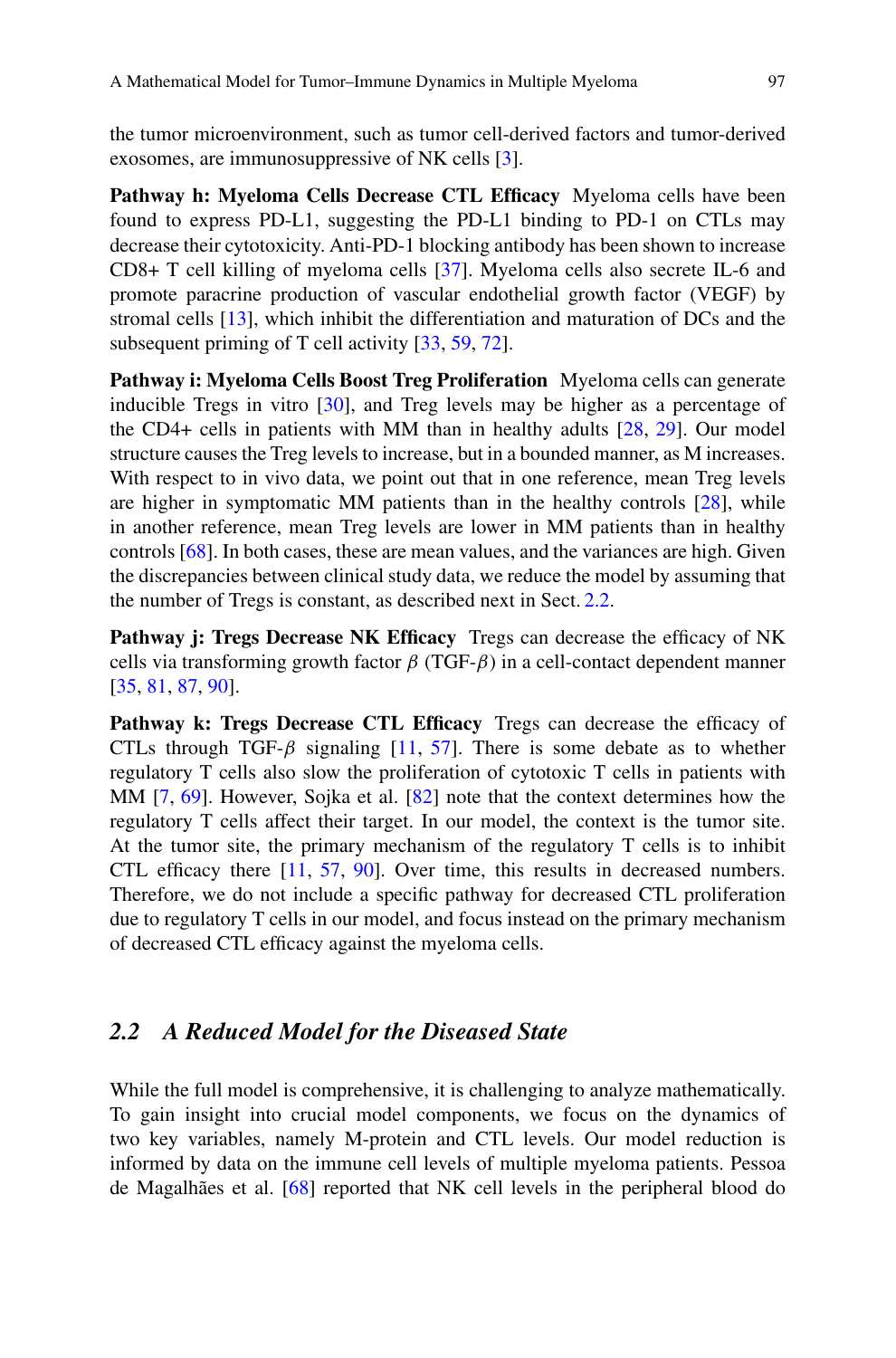the tumor microenvironment, such as tumor cell-derived factors and tumor-derived exosomes, are immunosuppressive of NK cells [3].

**Pathway h: Myeloma Cells Decrease CTL Efficacy** Myeloma cells have been found to express PD-L1, suggesting the PD-L1 binding to PD-1 on CTLs may decrease their cytotoxicity. Anti-PD-1 blocking antibody has been shown to increase CD8+ T cell killing of myeloma cells [37]. Myeloma cells also secrete IL-6 and promote paracrine production of vascular endothelial growth factor (VEGF) by stromal cells [13], which inhibit the differentiation and maturation of DCs and the subsequent priming of T cell activity [33, 59, 72].

**Pathway i: Myeloma Cells Boost Treg Proliferation** Myeloma cells can generate inducible Tregs in vitro [30], and Treg levels may be higher as a percentage of the CD4+ cells in patients with MM than in healthy adults [28, 29]. Our model structure causes the Treg levels to increase, but in a bounded manner, as M increases. With respect to in vivo data, we point out that in one reference, mean Treg levels are higher in symptomatic MM patients than in the healthy controls [28], while in another reference, mean Treg levels are lower in MM patients than in healthy controls [68]. In both cases, these are mean values, and the variances are high. Given the discrepancies between clinical study data, we reduce the model by assuming that the number of Tregs is constant, as described next in Sect. 2.2.

**Pathway j: Tregs Decrease NK Efficacy** Tregs can decrease the efficacy of NK cells via transforming growth factor $\beta$ (TGF-$\beta$) in a cell-contact dependent manner [35, 81, 87, 90].

**Pathway k: Tregs Decrease CTL Efficacy** Tregs can decrease the efficacy of CTLs through TGF-$\beta$ signaling [11, 57]. There is some debate as to whether regulatory T cells also slow the proliferation of cytotoxic T cells in patients with MM [7, 69]. However, Sojka et al. [82] note that the context determines how the regulatory T cells affect their target. In our model, the context is the tumor site. At the tumor site, the primary mechanism of the regulatory T cells is to inhibit CTL efficacy there [11, 57, 90]. Over time, this results in decreased numbers. Therefore, we do not include a specific pathway for decreased CTL proliferation due to regulatory T cells in our model, and focus instead on the primary mechanism of decreased CTL efficacy against the myeloma cells.

## *2.2 A Reduced Model for the Diseased State*

While the full model is comprehensive, it is challenging to analyze mathematically. To gain insight into crucial model components, we focus on the dynamics of two key variables, namely M-protein and CTL levels. Our model reduction is informed by data on the immune cell levels of multiple myeloma patients. Pessoa de Magalhães et al. [68] reported that NK cell levels in the peripheral blood do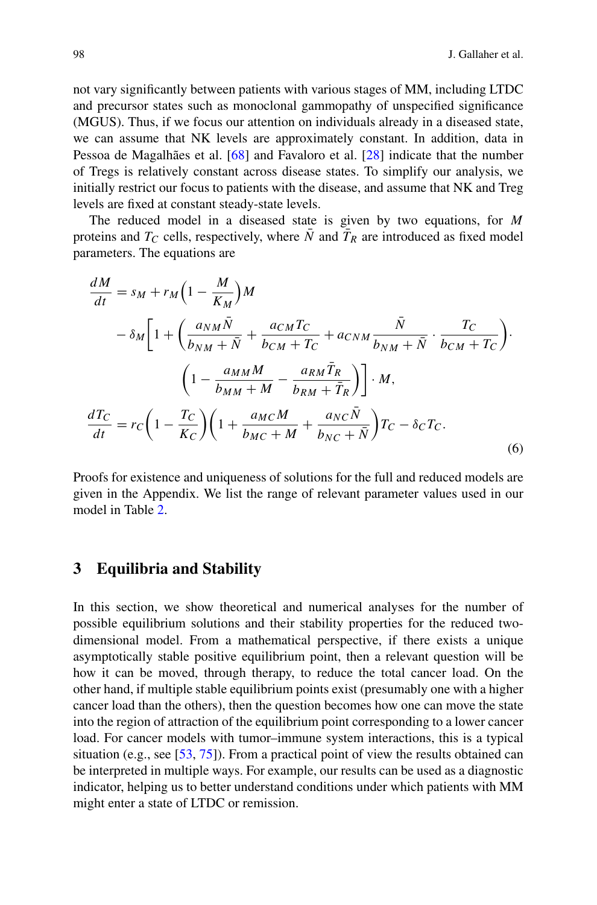not vary significantly between patients with various stages of MM, including LTDC and precursor states such as monoclonal gammopathy of unspecified significance (MGUS). Thus, if we focus our attention on individuals already in a diseased state, we can assume that NK levels are approximately constant. In addition, data in Pessoa de Magalhães et al. [68] and Favaloro et al. [28] indicate that the number of Tregs is relatively constant across disease states. To simplify our analysis, we initially restrict our focus to patients with the disease, and assume that NK and Treg levels are fixed at constant steady-state levels.

The reduced model in a diseased state is given by two equations, for $M$ proteins and $T_C$ cells, respectively, where $\bar{N}$ and $\bar{T}_R$ are introduced as fixed model parameters. The equations are

$$
\begin{aligned}
\frac{dM}{dt} &= s_M + r_M\Big(1 - \frac{M}{K_M}\Big)M \\
&\quad - \delta_M\Bigg[1 + \Bigg(\frac{a_{NM}\bar{N}}{b_{NM}+\bar{N}} + \frac{a_{CM}T_C}{b_{CM}+T_C} + a_{CNM}\frac{\bar{N}}{b_{NM}+\bar{N}}\cdot\frac{T_C}{b_{CM}+T_C}\Bigg)\cdot \\
&\qquad\qquad \Bigg(1 - \frac{a_{MM}M}{b_{MM}+M} - \frac{a_{RM}\bar{T}_R}{b_{RM}+\bar{T}_R}\Bigg)\Bigg]\cdot M, \\
\frac{dT_C}{dt} &= r_C\Big(1 - \frac{T_C}{K_C}\Big)\Bigg(1 + \frac{a_{MC}M}{b_{MC}+M} + \frac{a_{NC}\bar{N}}{b_{NC}+\bar{N}}\Bigg)T_C - \delta_C T_C.
\end{aligned}
\tag{6}
$$

Proofs for existence and uniqueness of solutions for the full and reduced models are given in the Appendix. We list the range of relevant parameter values used in our model in Table 2.

## 3 Equilibria and Stability

In this section, we show theoretical and numerical analyses for the number of possible equilibrium solutions and their stability properties for the reduced two-dimensional model. From a mathematical perspective, if there exists a unique asymptotically stable positive equilibrium point, then a relevant question will be how it can be moved, through therapy, to reduce the total cancer load. On the other hand, if multiple stable equilibrium points exist (presumably one with a higher cancer load than the others), then the question becomes how one can move the state into the region of attraction of the equilibrium point corresponding to a lower cancer load. For cancer models with tumor–immune system interactions, this is a typical situation (e.g., see [53, 75]). From a practical point of view the results obtained can be interpreted in multiple ways. For example, our results can be used as a diagnostic indicator, helping us to better understand conditions under which patients with MM might enter a state of LTDC or remission.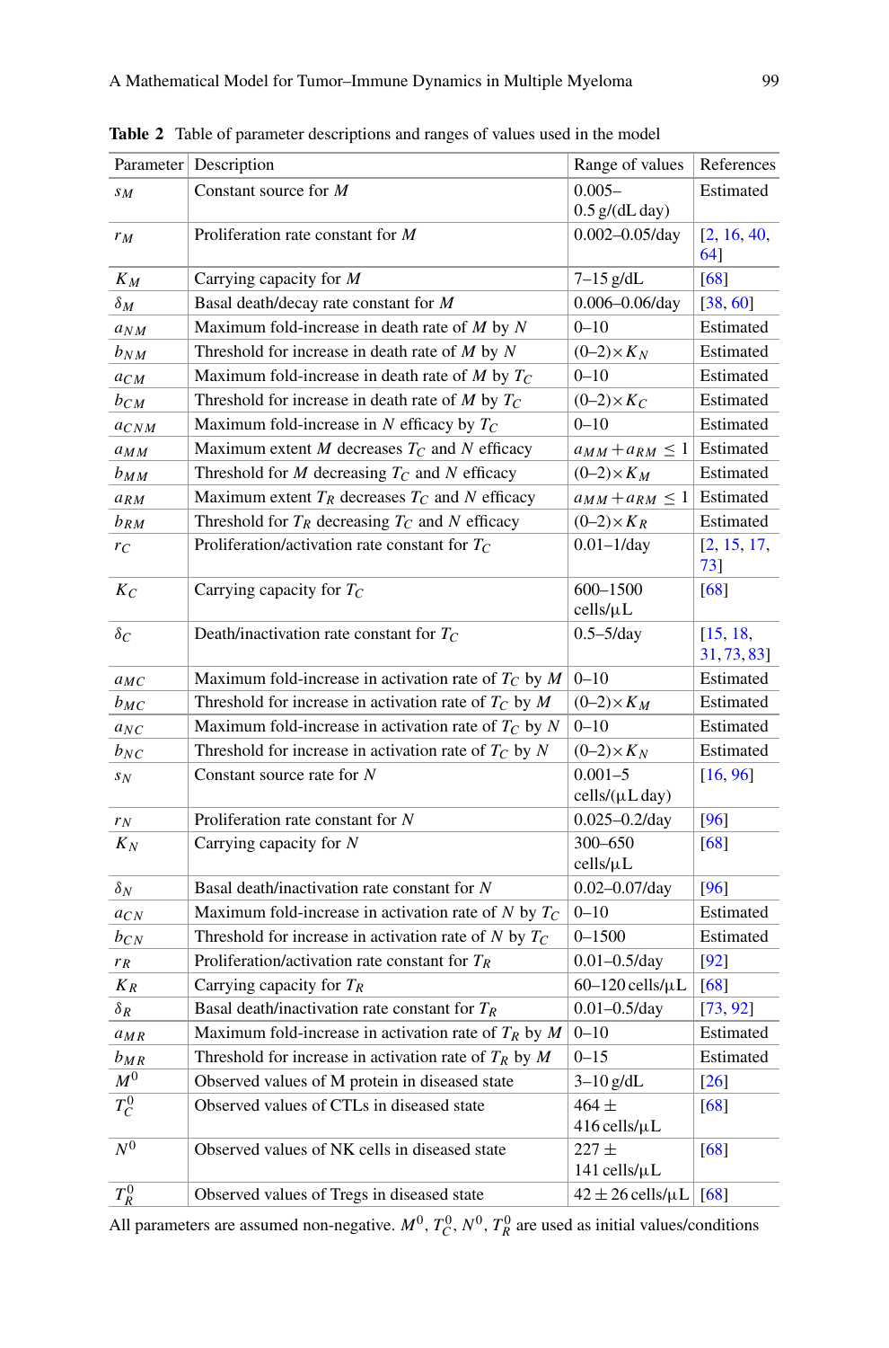**Table 2** Table of parameter descriptions and ranges of values used in the model

| Parameter | Description | Range of values | References |
|---|---|---|---|
| $s_M$ | Constant source for $M$ | 0.005–0.5 g/(dL day) | Estimated |
| $r_M$ | Proliferation rate constant for $M$ | 0.002–0.05/day | [2, 16, 40, 64] |
| $K_M$ | Carrying capacity for $M$ | 7–15 g/dL | [68] |
| $\delta_M$ | Basal death/decay rate constant for $M$ | 0.006–0.06/day | [38, 60] |
| $a_{NM}$ | Maximum fold-increase in death rate of $M$ by $N$ | 0–10 | Estimated |
| $b_{NM}$ | Threshold for increase in death rate of $M$ by $N$ | (0–2)$\times K_N$ | Estimated |
| $a_{CM}$ | Maximum fold-increase in death rate of $M$ by $T_C$ | 0–10 | Estimated |
| $b_{CM}$ | Threshold for increase in death rate of $M$ by $T_C$ | (0–2)$\times K_C$ | Estimated |
| $a_{CNM}$ | Maximum fold-increase in $N$ efficacy by $T_C$ | 0–10 | Estimated |
| $a_{MM}$ | Maximum extent $M$ decreases $T_C$ and $N$ efficacy | $a_{MM}+a_{RM} \leq 1$ | Estimated |
| $b_{MM}$ | Threshold for $M$ decreasing $T_C$ and $N$ efficacy | (0–2)$\times K_M$ | Estimated |
| $a_{RM}$ | Maximum extent $T_R$ decreases $T_C$ and $N$ efficacy | $a_{MM}+a_{RM} \leq 1$ | Estimated |
| $b_{RM}$ | Threshold for $T_R$ decreasing $T_C$ and $N$ efficacy | (0–2)$\times K_R$ | Estimated |
| $r_C$ | Proliferation/activation rate constant for $T_C$ | 0.01–1/day | [2, 15, 17, 73] |
| $K_C$ | Carrying capacity for $T_C$ | 600–1500 cells/μL | [68] |
| $\delta_C$ | Death/inactivation rate constant for $T_C$ | 0.5–5/day | [15, 18, 31, 73, 83] |
| $a_{MC}$ | Maximum fold-increase in activation rate of $T_C$ by $M$ | 0–10 | Estimated |
| $b_{MC}$ | Threshold for increase in activation rate of $T_C$ by $M$ | (0–2)$\times K_M$ | Estimated |
| $a_{NC}$ | Maximum fold-increase in activation rate of $T_C$ by $N$ | 0–10 | Estimated |
| $b_{NC}$ | Threshold for increase in activation rate of $T_C$ by $N$ | (0–2)$\times K_N$ | Estimated |
| $s_N$ | Constant source rate for $N$ | 0.001–5 cells/(μL day) | [16, 96] |
| $r_N$ | Proliferation rate constant for $N$ | 0.025–0.2/day | [96] |
| $K_N$ | Carrying capacity for $N$ | 300–650 cells/μL | [68] |
| $\delta_N$ | Basal death/inactivation rate constant for $N$ | 0.02–0.07/day | [96] |
| $a_{CN}$ | Maximum fold-increase in activation rate of $N$ by $T_C$ | 0–10 | Estimated |
| $b_{CN}$ | Threshold for increase in activation rate of $N$ by $T_C$ | 0–1500 | Estimated |
| $r_R$ | Proliferation/activation rate constant for $T_R$ | 0.01–0.5/day | [92] |
| $K_R$ | Carrying capacity for $T_R$ | 60–120 cells/μL | [68] |
| $\delta_R$ | Basal death/inactivation rate constant for $T_R$ | 0.01–0.5/day | [73, 92] |
| $a_{MR}$ | Maximum fold-increase in activation rate of $T_R$ by $M$ | 0–10 | Estimated |
| $b_{MR}$ | Threshold for increase in activation rate of $T_R$ by $M$ | 0–15 | Estimated |
| $M^0$ | Observed values of M protein in diseased state | 3–10 g/dL | [26] |
| $T_C^0$ | Observed values of CTLs in diseased state | 464 ± 416 cells/μL | [68] |
| $N^0$ | Observed values of NK cells in diseased state | 227 ± 141 cells/μL | [68] |
| $T_R^0$ | Observed values of Tregs in diseased state | 42 ± 26 cells/μL | [68] |

All parameters are assumed non-negative. $M^0$, $T_C^0$, $N^0$, $T_R^0$ are used as initial values/conditions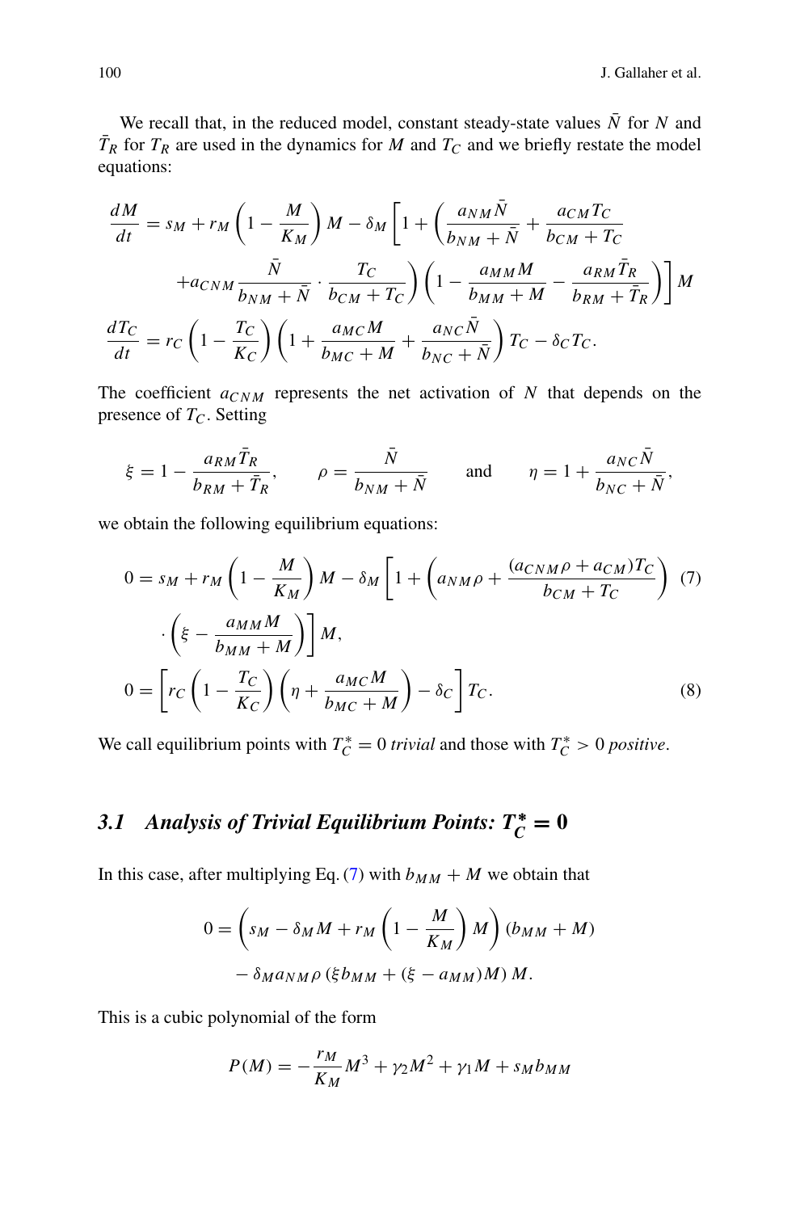We recall that, in the reduced model, constant steady-state values $\bar{N}$ for $N$ and $\bar{T}_R$ for $T_R$ are used in the dynamics for $M$ and $T_C$ and we briefly restate the model equations:

$$
\begin{aligned}
\frac{dM}{dt} &= s_M + r_M\left(1-\frac{M}{K_M}\right)M - \delta_M\Bigg[1+\left(\frac{a_{NM}\bar{N}}{b_{NM}+\bar{N}}+\frac{a_{CM}T_C}{b_{CM}+T_C}\right.\\
&\qquad \left. + a_{CNM}\frac{\bar{N}}{b_{NM}+\bar{N}}\cdot\frac{T_C}{b_{CM}+T_C}\right)\left(1-\frac{a_{MM}M}{b_{MM}+M}-\frac{a_{RM}\bar{T}_R}{b_{RM}+\bar{T}_R}\right)\Bigg]M\\
\frac{dT_C}{dt} &= r_C\left(1-\frac{T_C}{K_C}\right)\left(1+\frac{a_{MC}M}{b_{MC}+M}+\frac{a_{NC}\bar{N}}{b_{NC}+\bar{N}}\right)T_C - \delta_C T_C.
\end{aligned}
$$

The coefficient $a_{CNM}$ represents the net activation of $N$ that depends on the presence of $T_C$. Setting

$$
\xi = 1-\frac{a_{RM}\bar{T}_R}{b_{RM}+\bar{T}_R}, \qquad \rho = \frac{\bar{N}}{b_{NM}+\bar{N}} \qquad \text{and} \qquad \eta = 1+\frac{a_{NC}\bar{N}}{b_{NC}+\bar{N}},
$$

we obtain the following equilibrium equations:

$$
\begin{aligned}
0 &= s_M + r_M\left(1-\frac{M}{K_M}\right)M - \delta_M\Bigg[1+\left(a_{NM}\rho+\frac{(a_{CNM}\rho+a_{CM})T_C}{b_{CM}+T_C}\right) \qquad (7)\\
&\qquad \cdot\left(\xi-\frac{a_{MM}M}{b_{MM}+M}\right)\Bigg]M,\\
0 &= \left[r_C\left(1-\frac{T_C}{K_C}\right)\left(\eta+\frac{a_{MC}M}{b_{MC}+M}\right)-\delta_C\right]T_C. \qquad (8)
\end{aligned}
$$

We call equilibrium points with $T_C^* = 0$ *trivial* and those with $T_C^* > 0$ *positive*.

### 3.1 Analysis of Trivial Equilibrium Points: $T_C^* = 0$

In this case, after multiplying Eq. (7) with $b_{MM} + M$ we obtain that

$$
\begin{aligned}
0 &= \left(s_M - \delta_M M + r_M\left(1-\frac{M}{K_M}\right)M\right)(b_{MM}+M)\\
&\quad - \delta_M a_{NM}\rho\,(\xi b_{MM} + (\xi - a_{MM})M)\,M.
\end{aligned}
$$

This is a cubic polynomial of the form

$$
P(M) = -\frac{r_M}{K_M}M^3 + \gamma_2 M^2 + \gamma_1 M + s_M b_{MM}
$$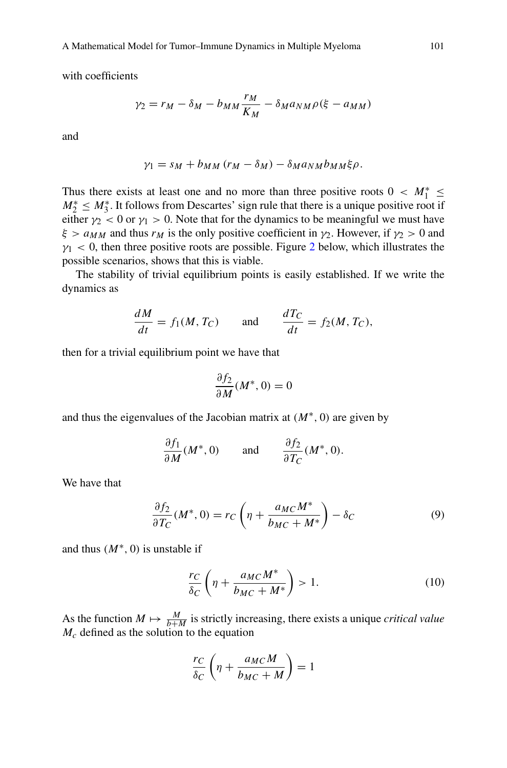with coefficients

$$\gamma_2 = r_M - \delta_M - b_{MM} \frac{r_M}{K_M} - \delta_M a_{NM} \rho (\xi - a_{MM})$$

and

$$\gamma_1 = s_M + b_{MM} (r_M - \delta_M) - \delta_M a_{NM} b_{MM} \xi \rho.$$

Thus there exists at least one and no more than three positive roots $0 < M_1^* \leq M_2^* \leq M_3^*$. It follows from Descartes' sign rule that there is a unique positive root if either $\gamma_2 < 0$ or $\gamma_1 > 0$. Note that for the dynamics to be meaningful we must have $\xi > a_{MM}$ and thus $r_M$ is the only positive coefficient in $\gamma_2$. However, if $\gamma_2 > 0$ and $\gamma_1 < 0$, then three positive roots are possible. Figure 2 below, which illustrates the possible scenarios, shows that this is viable.

The stability of trivial equilibrium points is easily established. If we write the dynamics as

$$\frac{dM}{dt} = f_1(M, T_C) \qquad \text{and} \qquad \frac{dT_C}{dt} = f_2(M, T_C),$$

then for a trivial equilibrium point we have that

$$\frac{\partial f_2}{\partial M}(M^*, 0) = 0$$

and thus the eigenvalues of the Jacobian matrix at $(M^*, 0)$ are given by

$$\frac{\partial f_1}{\partial M}(M^*, 0) \qquad \text{and} \qquad \frac{\partial f_2}{\partial T_C}(M^*, 0).$$

We have that

$$\frac{\partial f_2}{\partial T_C}(M^*, 0) = r_C \left( \eta + \frac{a_{MC} M^*}{b_{MC} + M^*} \right) - \delta_C \tag{9}$$

and thus $(M^*, 0)$ is unstable if

$$\frac{r_C}{\delta_C} \left( \eta + \frac{a_{MC} M^*}{b_{MC} + M^*} \right) > 1. \tag{10}$$

As the function $M \mapsto \frac{M}{b+M}$ is strictly increasing, there exists a unique *critical value* $M_c$ defined as the solution to the equation

$$\frac{r_C}{\delta_C} \left( \eta + \frac{a_{MC} M}{b_{MC} + M} \right) = 1$$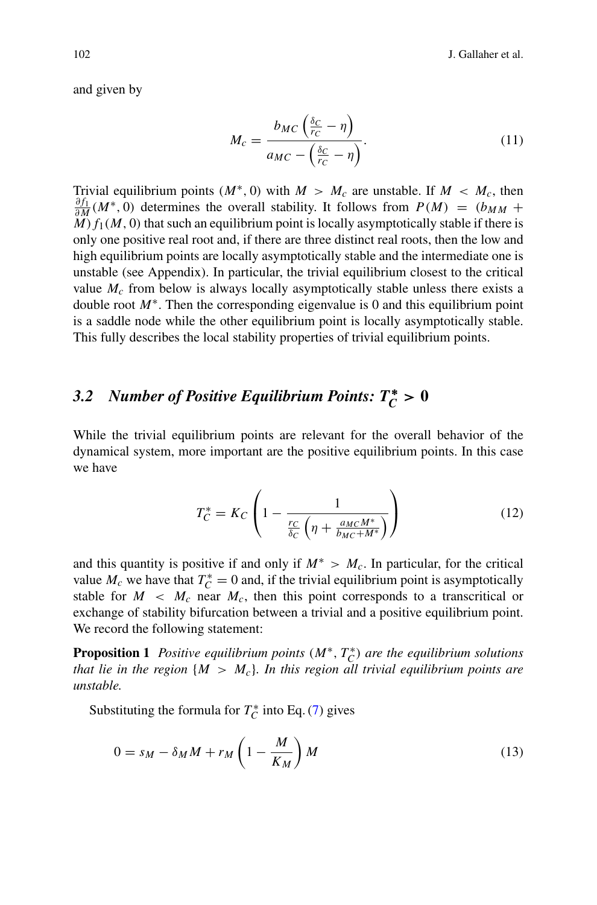and given by

$$M_c = \frac{b_{MC}\left(\frac{\delta_C}{r_C} - \eta\right)}{a_{MC} - \left(\frac{\delta_C}{r_C} - \eta\right)}. \tag{11}$$

Trivial equilibrium points $(M^*, 0)$ with $M > M_c$ are unstable. If $M < M_c$, then $\frac{\partial f_1}{\partial M}(M^*, 0)$ determines the overall stability. It follows from $P(M) = (b_{MM} + M) f_1(M, 0)$ that such an equilibrium point is locally asymptotically stable if there is only one positive real root and, if there are three distinct real roots, then the low and high equilibrium points are locally asymptotically stable and the intermediate one is unstable (see Appendix). In particular, the trivial equilibrium closest to the critical value $M_c$ from below is always locally asymptotically stable unless there exists a double root $M^*$. Then the corresponding eigenvalue is 0 and this equilibrium point is a saddle node while the other equilibrium point is locally asymptotically stable. This fully describes the local stability properties of trivial equilibrium points.

## 3.2 Number of Positive Equilibrium Points: $T_C^* > 0$

While the trivial equilibrium points are relevant for the overall behavior of the dynamical system, more important are the positive equilibrium points. In this case we have

$$T_C^* = K_C \left(1 - \frac{1}{\frac{r_C}{\delta_C}\left(\eta + \frac{a_{MC} M^*}{b_{MC} + M^*}\right)}\right) \tag{12}$$

and this quantity is positive if and only if $M^* > M_c$. In particular, for the critical value $M_c$ we have that $T_C^* = 0$ and, if the trivial equilibrium point is asymptotically stable for $M < M_c$ near $M_c$, then this point corresponds to a transcritical or exchange of stability bifurcation between a trivial and a positive equilibrium point. We record the following statement:

**Proposition 1** *Positive equilibrium points* $(M^*, T_C^*)$ *are the equilibrium solutions that lie in the region* $\{M > M_c\}$. *In this region all trivial equilibrium points are unstable.*

Substituting the formula for $T_C^*$ into Eq. (7) gives

$$0 = s_M - \delta_M M + r_M \left(1 - \frac{M}{K_M}\right) M \tag{13}$$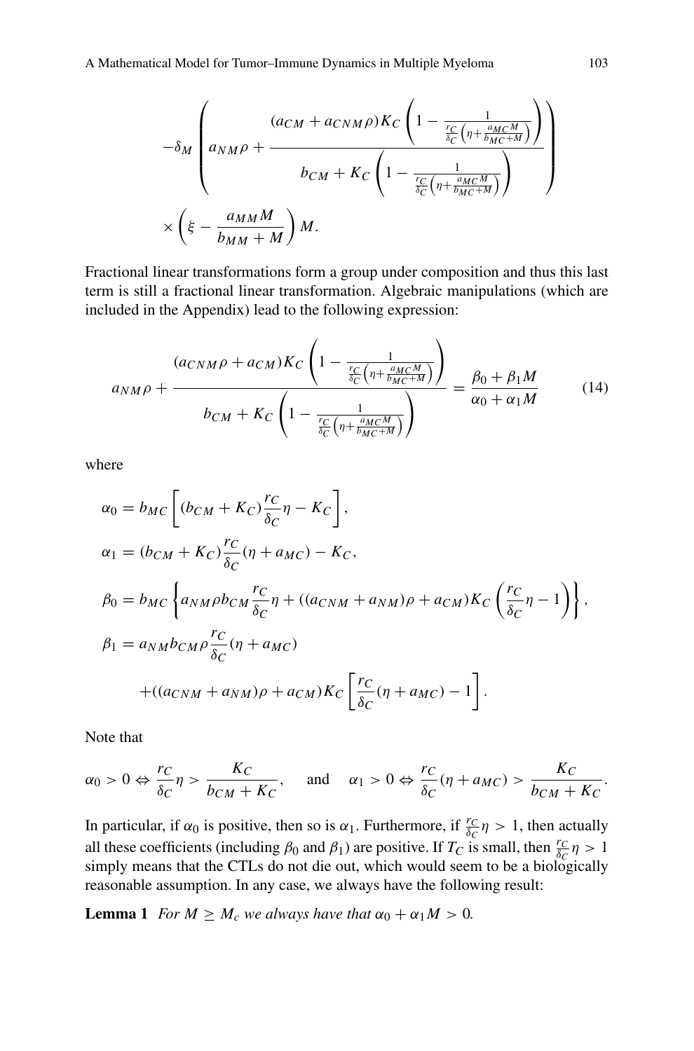$$-\delta_M \left( a_{NM}\rho + \frac{(a_{CM} + a_{CNM}\rho)K_C \left(1 - \frac{1}{\frac{r_C}{\delta_C}\left(\eta + \frac{a_{MC}M}{b_{MC}+M}\right)}\right)}{b_{CM} + K_C \left(1 - \frac{1}{\frac{r_C}{\delta_C}\left(\eta + \frac{a_{MC}M}{b_{MC}+M}\right)}\right)} \right)$$

$$\times \left(\xi - \frac{a_{MM}M}{b_{MM}+M}\right) M.$$

Fractional linear transformations form a group under composition and thus this last term is still a fractional linear transformation. Algebraic manipulations (which are included in the Appendix) lead to the following expression:

$$a_{NM}\rho + \frac{(a_{CNM}\rho + a_{CM})K_C \left(1 - \frac{1}{\frac{r_C}{\delta_C}\left(\eta + \frac{a_{MC}M}{b_{MC}+M}\right)}\right)}{b_{CM} + K_C \left(1 - \frac{1}{\frac{r_C}{\delta_C}\left(\eta + \frac{a_{MC}M}{b_{MC}+M}\right)}\right)} = \frac{\beta_0 + \beta_1 M}{\alpha_0 + \alpha_1 M} \tag{14}$$

where

$$\alpha_0 = b_{MC}\left[(b_{CM} + K_C)\frac{r_C}{\delta_C}\eta - K_C\right],$$

$$\alpha_1 = (b_{CM} + K_C)\frac{r_C}{\delta_C}(\eta + a_{MC}) - K_C,$$

$$\beta_0 = b_{MC}\left\{a_{NM}\rho b_{CM}\frac{r_C}{\delta_C}\eta + ((a_{CNM} + a_{NM})\rho + a_{CM})K_C\left(\frac{r_C}{\delta_C}\eta - 1\right)\right\},$$

$$\beta_1 = a_{NM}b_{CM}\rho\frac{r_C}{\delta_C}(\eta + a_{MC})$$
$$+((a_{CNM} + a_{NM})\rho + a_{CM})K_C\left[\frac{r_C}{\delta_C}(\eta + a_{MC}) - 1\right].$$

Note that

$$\alpha_0 > 0 \Leftrightarrow \frac{r_C}{\delta_C}\eta > \frac{K_C}{b_{CM} + K_C}, \quad \text{and} \quad \alpha_1 > 0 \Leftrightarrow \frac{r_C}{\delta_C}(\eta + a_{MC}) > \frac{K_C}{b_{CM} + K_C}.$$

In particular, if $\alpha_0$ is positive, then so is $\alpha_1$. Furthermore, if $\frac{r_C}{\delta_C}\eta > 1$, then actually all these coefficients (including $\beta_0$ and $\beta_1$) are positive. If $T_C$ is small, then $\frac{r_C}{\delta_C}\eta > 1$ simply means that the CTLs do not die out, which would seem to be a biologically reasonable assumption. In any case, we always have the following result:

**Lemma 1** *For $M \geq M_c$ we always have that $\alpha_0 + \alpha_1 M > 0$.*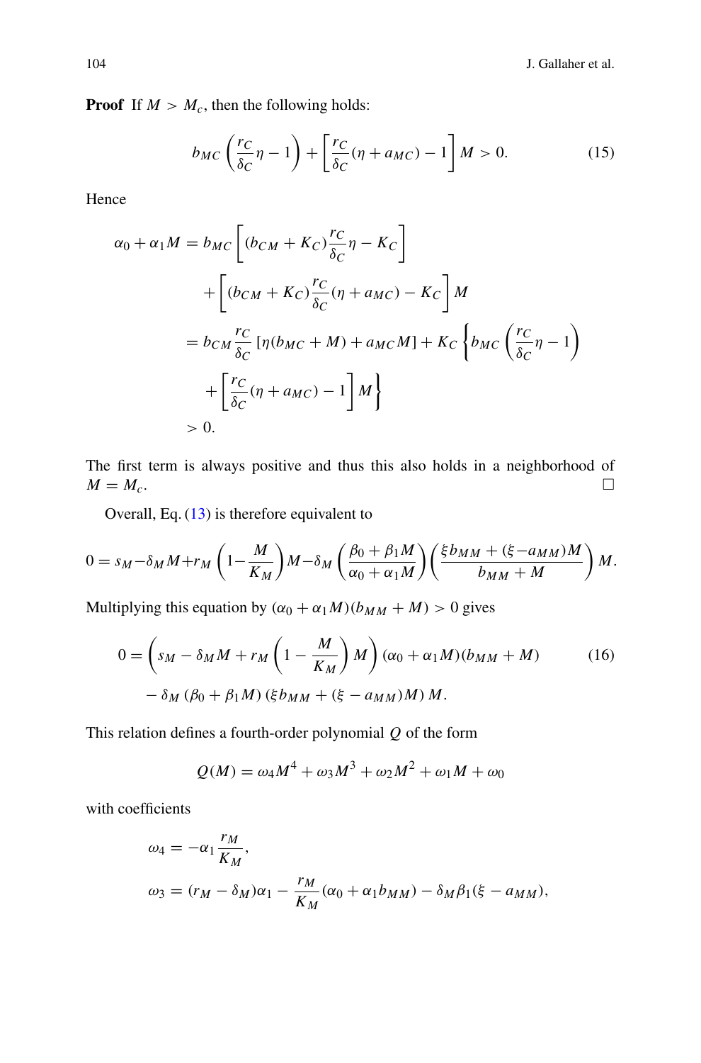**Proof** If $M > M_c$, then the following holds:

$$b_{MC}\left(\frac{r_C}{\delta_C}\eta - 1\right) + \left[\frac{r_C}{\delta_C}(\eta + a_{MC}) - 1\right] M > 0. \tag{15}$$

Hence

$$\begin{aligned}
\alpha_0 + \alpha_1 M &= b_{MC}\left[(b_{CM} + K_C)\frac{r_C}{\delta_C}\eta - K_C\right] \\
&\quad + \left[(b_{CM} + K_C)\frac{r_C}{\delta_C}(\eta + a_{MC}) - K_C\right] M \\
&= b_{CM}\frac{r_C}{\delta_C}\left[\eta(b_{MC} + M) + a_{MC}M\right] + K_C\left\{b_{MC}\left(\frac{r_C}{\delta_C}\eta - 1\right)\right. \\
&\quad \left. + \left[\frac{r_C}{\delta_C}(\eta + a_{MC}) - 1\right] M\right\} \\
&> 0.
\end{aligned}$$

The first term is always positive and thus this also holds in a neighborhood of $M = M_c$. □

Overall, Eq. (13) is therefore equivalent to

$$0 = s_M - \delta_M M + r_M\left(1 - \frac{M}{K_M}\right)M - \delta_M\left(\frac{\beta_0 + \beta_1 M}{\alpha_0 + \alpha_1 M}\right)\left(\frac{\xi b_{MM} + (\xi - a_{MM})M}{b_{MM} + M}\right)M.$$

Multiplying this equation by $(\alpha_0 + \alpha_1 M)(b_{MM} + M) > 0$ gives

$$\begin{aligned}
0 &= \left(s_M - \delta_M M + r_M\left(1 - \frac{M}{K_M}\right)M\right)(\alpha_0 + \alpha_1 M)(b_{MM} + M) \\
&\quad - \delta_M\left(\beta_0 + \beta_1 M\right)\left(\xi b_{MM} + (\xi - a_{MM})M\right)M.
\end{aligned} \tag{16}$$

This relation defines a fourth-order polynomial $Q$ of the form

$$Q(M) = \omega_4 M^4 + \omega_3 M^3 + \omega_2 M^2 + \omega_1 M + \omega_0$$

with coefficients

$$\begin{aligned}
\omega_4 &= -\alpha_1 \frac{r_M}{K_M}, \\
\omega_3 &= (r_M - \delta_M)\alpha_1 - \frac{r_M}{K_M}(\alpha_0 + \alpha_1 b_{MM}) - \delta_M \beta_1(\xi - a_{MM}),
\end{aligned}$$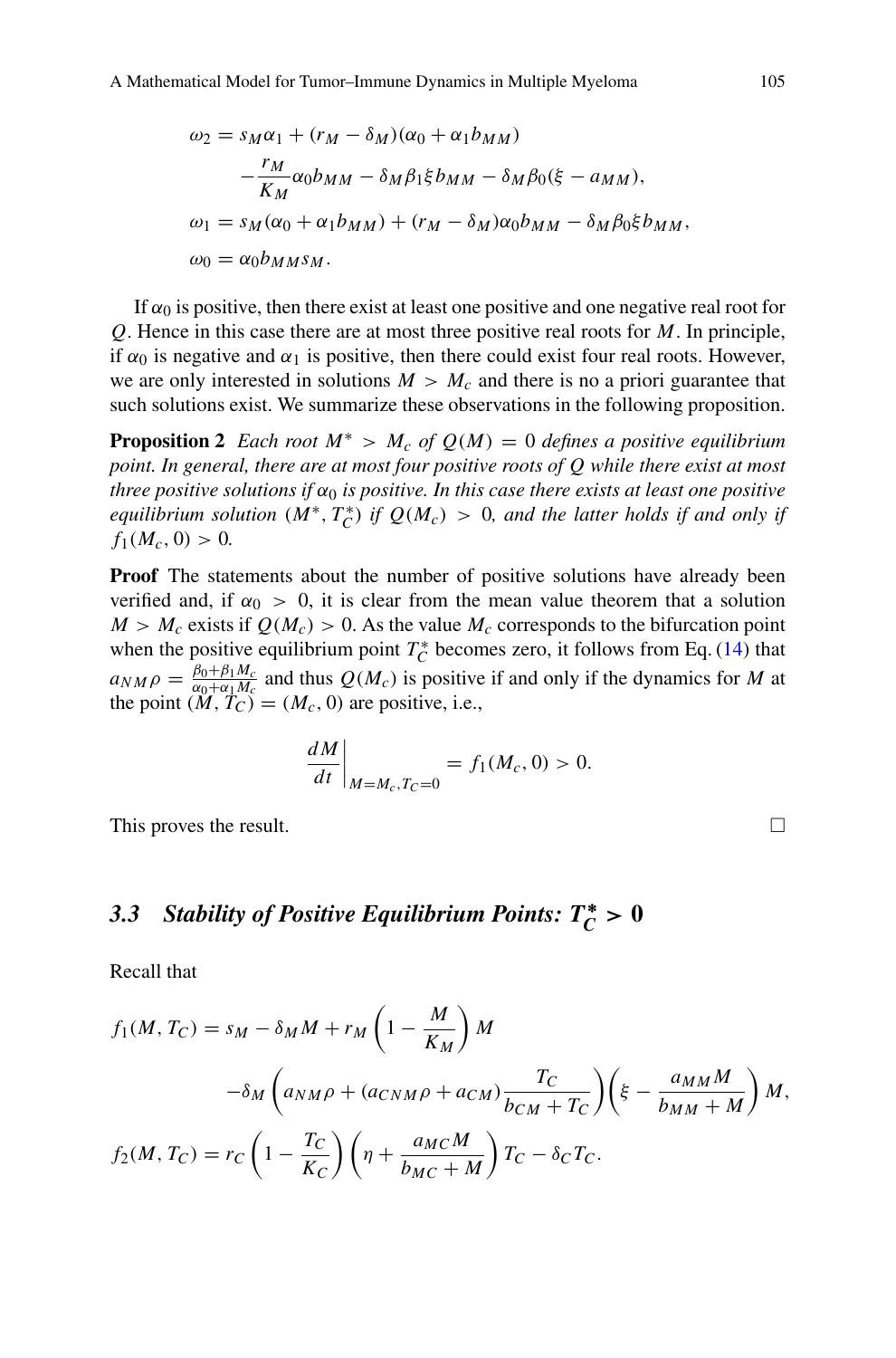$$
\begin{aligned}
\omega_2 &= s_M \alpha_1 + (r_M - \delta_M)(\alpha_0 + \alpha_1 b_{MM}) \\
&\quad - \frac{r_M}{K_M} \alpha_0 b_{MM} - \delta_M \beta_1 \xi b_{MM} - \delta_M \beta_0 (\xi - a_{MM}), \\
\omega_1 &= s_M(\alpha_0 + \alpha_1 b_{MM}) + (r_M - \delta_M)\alpha_0 b_{MM} - \delta_M \beta_0 \xi b_{MM}, \\
\omega_0 &= \alpha_0 b_{MM} s_M.
\end{aligned}
$$

If $\alpha_0$ is positive, then there exist at least one positive and one negative real root for $Q$. Hence in this case there are at most three positive real roots for $M$. In principle, if $\alpha_0$ is negative and $\alpha_1$ is positive, then there could exist four real roots. However, we are only interested in solutions $M > M_c$ and there is no a priori guarantee that such solutions exist. We summarize these observations in the following proposition.

**Proposition 2** *Each root $M^* > M_c$ of $Q(M) = 0$ defines a positive equilibrium point. In general, there are at most four positive roots of $Q$ while there exist at most three positive solutions if $\alpha_0$ is positive. In this case there exists at least one positive equilibrium solution $(M^*, T_C^*)$ if $Q(M_c) > 0$, and the latter holds if and only if $f_1(M_c, 0) > 0$.*

**Proof** The statements about the number of positive solutions have already been verified and, if $\alpha_0 > 0$, it is clear from the mean value theorem that a solution $M > M_c$ exists if $Q(M_c) > 0$. As the value $M_c$ corresponds to the bifurcation point when the positive equilibrium point $T_C^*$ becomes zero, it follows from Eq. (14) that $a_{NM}\rho = \frac{\beta_0 + \beta_1 M_c}{\alpha_0 + \alpha_1 M_c}$ and thus $Q(M_c)$ is positive if and only if the dynamics for $M$ at the point $(M, T_C) = (M_c, 0)$ are positive, i.e.,

$$
\left.\frac{dM}{dt}\right|_{M=M_c, T_C=0} = f_1(M_c, 0) > 0.
$$

This proves the result. □

### 3.3 Stability of Positive Equilibrium Points: $T_C^* > 0$

Recall that

$$
\begin{aligned}
f_1(M, T_C) &= s_M - \delta_M M + r_M \left(1 - \frac{M}{K_M}\right) M \\
&\quad - \delta_M \left(a_{NM}\rho + (a_{CNM}\rho + a_{CM}) \frac{T_C}{b_{CM} + T_C}\right)\left(\xi - \frac{a_{MM} M}{b_{MM} + M}\right) M, \\
f_2(M, T_C) &= r_C \left(1 - \frac{T_C}{K_C}\right)\left(\eta + \frac{a_{MC} M}{b_{MC} + M}\right) T_C - \delta_C T_C.
\end{aligned}
$$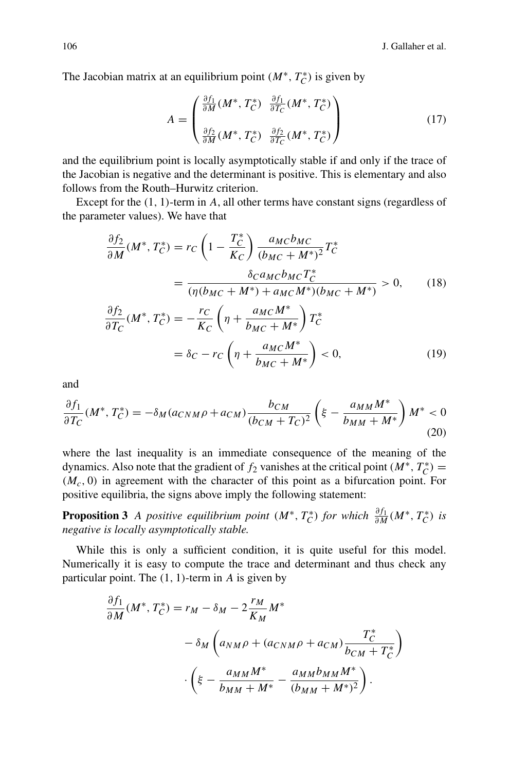The Jacobian matrix at an equilibrium point $(M^*, T_C^*)$ is given by

$$A = \begin{pmatrix} \frac{\partial f_1}{\partial M}(M^*, T_C^*) & \frac{\partial f_1}{\partial T_C}(M^*, T_C^*) \\ \\ \frac{\partial f_2}{\partial M}(M^*, T_C^*) & \frac{\partial f_2}{\partial T_C}(M^*, T_C^*) \end{pmatrix} \tag{17}$$

and the equilibrium point is locally asymptotically stable if and only if the trace of the Jacobian is negative and the determinant is positive. This is elementary and also follows from the Routh–Hurwitz criterion.

Except for the (1, 1)-term in $A$, all other terms have constant signs (regardless of the parameter values). We have that

$$\begin{aligned} \frac{\partial f_2}{\partial M}(M^*, T_C^*) &= r_C \left(1 - \frac{T_C^*}{K_C}\right) \frac{a_{MC} b_{MC}}{(b_{MC} + M^*)^2} T_C^* \\ &= \frac{\delta_C a_{MC} b_{MC} T_C^*}{(\eta(b_{MC} + M^*) + a_{MC} M^*)(b_{MC} + M^*)} > 0, \end{aligned} \tag{18}$$

$$\begin{aligned} \frac{\partial f_2}{\partial T_C}(M^*, T_C^*) &= -\frac{r_C}{K_C} \left(\eta + \frac{a_{MC} M^*}{b_{MC} + M^*}\right) T_C^* \\ &= \delta_C - r_C \left(\eta + \frac{a_{MC} M^*}{b_{MC} + M^*}\right) < 0, \end{aligned} \tag{19}$$

and

$$\frac{\partial f_1}{\partial T_C}(M^*, T_C^*) = -\delta_M (a_{CNM}\rho + a_{CM}) \frac{b_{CM}}{(b_{CM} + T_C)^2} \left(\xi - \frac{a_{MM} M^*}{b_{MM} + M^*}\right) M^* < 0 \tag{20}$$

where the last inequality is an immediate consequence of the meaning of the dynamics. Also note that the gradient of $f_2$ vanishes at the critical point $(M^*, T_C^*) = (M_c, 0)$ in agreement with the character of this point as a bifurcation point. For positive equilibria, the signs above imply the following statement:

**Proposition 3** *A positive equilibrium point $(M^*, T_C^*)$ for which $\frac{\partial f_1}{\partial M}(M^*, T_C^*)$ is negative is locally asymptotically stable.*

While this is only a sufficient condition, it is quite useful for this model. Numerically it is easy to compute the trace and determinant and thus check any particular point. The (1, 1)-term in $A$ is given by

$$\begin{aligned} \frac{\partial f_1}{\partial M}(M^*, T_C^*) &= r_M - \delta_M - 2\frac{r_M}{K_M} M^* \\ &\quad - \delta_M \left(a_{NM}\rho + (a_{CNM}\rho + a_{CM}) \frac{T_C^*}{b_{CM} + T_C^*}\right) \\ &\quad \cdot \left(\xi - \frac{a_{MM} M^*}{b_{MM} + M^*} - \frac{a_{MM} b_{MM} M^*}{(b_{MM} + M^*)^2}\right). \end{aligned}$$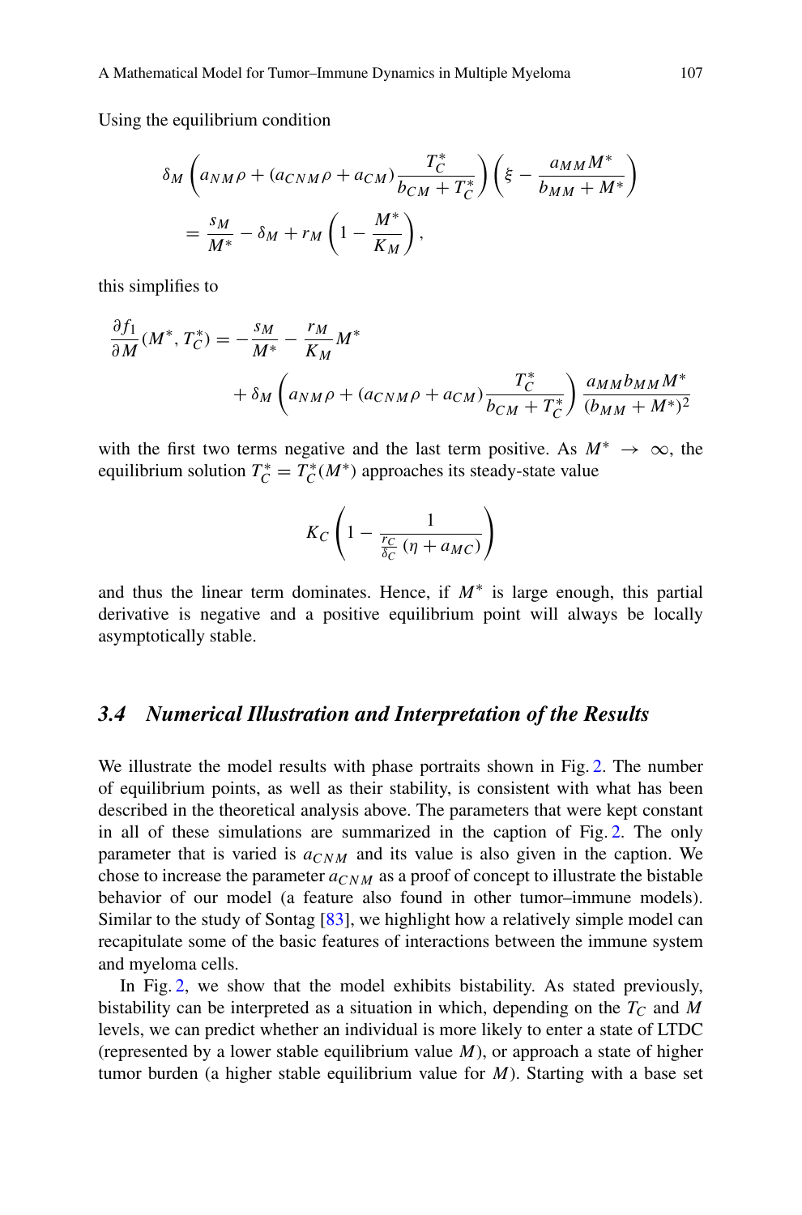Using the equilibrium condition

$$
\begin{aligned}
&\delta_M \left( a_{NM}\rho + (a_{CNM}\rho + a_{CM}) \frac{T_C^*}{b_{CM} + T_C^*} \right) \left( \xi - \frac{a_{MM} M^*}{b_{MM} + M^*} \right) \\
&= \frac{s_M}{M^*} - \delta_M + r_M \left( 1 - \frac{M^*}{K_M} \right),
\end{aligned}
$$

this simplifies to

$$
\begin{aligned}
\frac{\partial f_1}{\partial M}(M^*, T_C^*) = &-\frac{s_M}{M^*} - \frac{r_M}{K_M} M^* \\
&+ \delta_M \left( a_{NM}\rho + (a_{CNM}\rho + a_{CM}) \frac{T_C^*}{b_{CM} + T_C^*} \right) \frac{a_{MM} b_{MM} M^*}{(b_{MM} + M^*)^2}
\end{aligned}
$$

with the first two terms negative and the last term positive. As $M^* \to \infty$, the equilibrium solution $T_C^* = T_C^*(M^*)$ approaches its steady-state value

$$
K_C \left( 1 - \frac{1}{\frac{r_C}{\delta_C} (\eta + a_{MC})} \right)
$$

and thus the linear term dominates. Hence, if $M^*$ is large enough, this partial derivative is negative and a positive equilibrium point will always be locally asymptotically stable.

### *3.4 Numerical Illustration and Interpretation of the Results*

We illustrate the model results with phase portraits shown in Fig. 2. The number of equilibrium points, as well as their stability, is consistent with what has been described in the theoretical analysis above. The parameters that were kept constant in all of these simulations are summarized in the caption of Fig. 2. The only parameter that is varied is $a_{CNM}$ and its value is also given in the caption. We chose to increase the parameter $a_{CNM}$ as a proof of concept to illustrate the bistable behavior of our model (a feature also found in other tumor–immune models). Similar to the study of Sontag [83], we highlight how a relatively simple model can recapitulate some of the basic features of interactions between the immune system and myeloma cells.

In Fig. 2, we show that the model exhibits bistability. As stated previously, bistability can be interpreted as a situation in which, depending on the $T_C$ and $M$ levels, we can predict whether an individual is more likely to enter a state of LTDC (represented by a lower stable equilibrium value $M$), or approach a state of higher tumor burden (a higher stable equilibrium value for $M$). Starting with a base set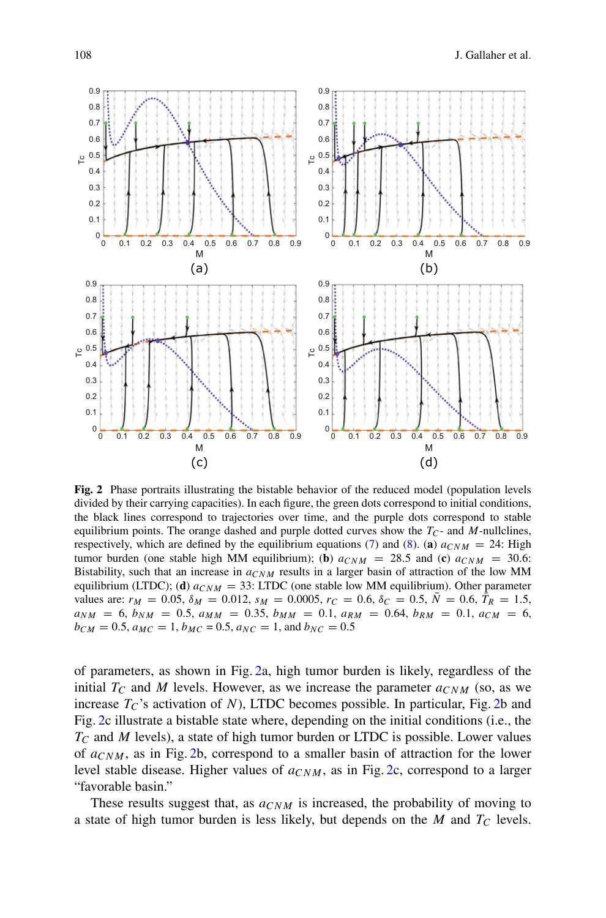**Fig. 2** Phase portraits illustrating the bistable behavior of the reduced model (population levels divided by their carrying capacities). In each figure, the green dots correspond to initial conditions, the black lines correspond to trajectories over time, and the purple dots correspond to stable equilibrium points. The orange dashed and purple dotted curves show the $T_C$- and $M$-nullclines, respectively, which are defined by the equilibrium equations (7) and (8). (**a**) $a_{CNM} = 24$: High tumor burden (one stable high MM equilibrium); (**b**) $a_{CNM} = 28.5$ and (**c**) $a_{CNM} = 30.6$: Bistability, such that an increase in $a_{CNM}$ results in a larger basin of attraction of the low MM equilibrium (LTDC); (**d**) $a_{CNM} = 33$: LTDC (one stable low MM equilibrium). Other parameter values are: $r_M = 0.05$, $\delta_M = 0.012$, $s_M = 0.0005$, $r_C = 0.6$, $\delta_C = 0.5$, $\bar{N} = 0.6$, $\bar{T}_R = 1.5$, $a_{NM} = 6$, $b_{NM} = 0.5$, $a_{MM} = 0.35$, $b_{MM} = 0.1$, $a_{RM} = 0.64$, $b_{RM} = 0.1$, $a_{CM} = 6$, $b_{CM} = 0.5$, $a_{MC} = 1$, $b_{MC} = 0.5$, $a_{NC} = 1$, and $b_{NC} = 0.5$

of parameters, as shown in Fig. 2a, high tumor burden is likely, regardless of the initial $T_C$ and $M$ levels. However, as we increase the parameter $a_{CNM}$ (so, as we increase $T_C$'s activation of $N$), LTDC becomes possible. In particular, Fig. 2b and Fig. 2c illustrate a bistable state where, depending on the initial conditions (i.e., the $T_C$ and $M$ levels), a state of high tumor burden or LTDC is possible. Lower values of $a_{CNM}$, as in Fig. 2b, correspond to a smaller basin of attraction for the lower level stable disease. Higher values of $a_{CNM}$, as in Fig. 2c, correspond to a larger "favorable basin."

These results suggest that, as $a_{CNM}$ is increased, the probability of moving to a state of high tumor burden is less likely, but depends on the $M$ and $T_C$ levels.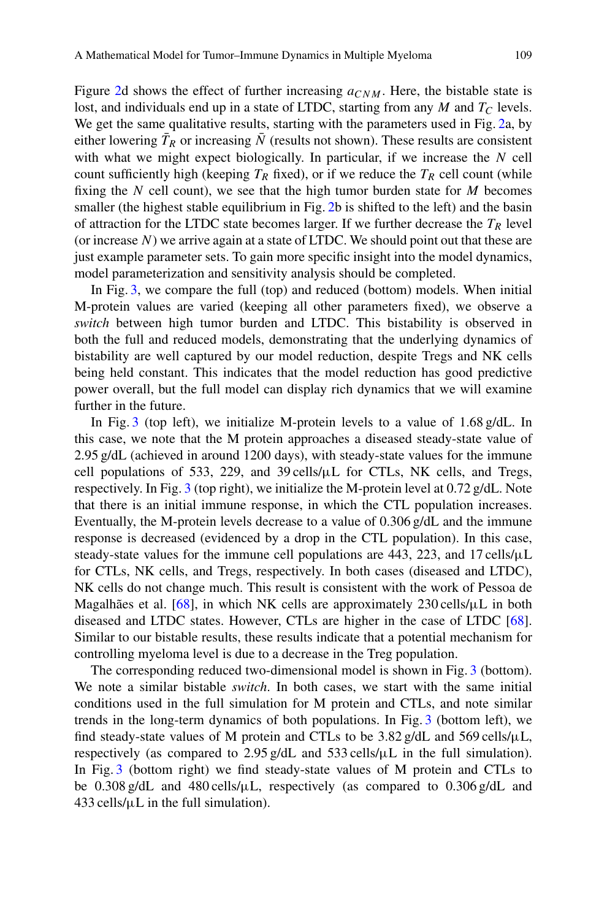Figure 2d shows the effect of further increasing $a_{CNM}$. Here, the bistable state is lost, and individuals end up in a state of LTDC, starting from any $M$ and $T_C$ levels. We get the same qualitative results, starting with the parameters used in Fig. 2a, by either lowering $\bar{T}_R$ or increasing $\bar{N}$ (results not shown). These results are consistent with what we might expect biologically. In particular, if we increase the $N$ cell count sufficiently high (keeping $T_R$ fixed), or if we reduce the $T_R$ cell count (while fixing the $N$ cell count), we see that the high tumor burden state for $M$ becomes smaller (the highest stable equilibrium in Fig. 2b is shifted to the left) and the basin of attraction for the LTDC state becomes larger. If we further decrease the $T_R$ level (or increase $N$) we arrive again at a state of LTDC. We should point out that these are just example parameter sets. To gain more specific insight into the model dynamics, model parameterization and sensitivity analysis should be completed.

In Fig. 3, we compare the full (top) and reduced (bottom) models. When initial M-protein values are varied (keeping all other parameters fixed), we observe a *switch* between high tumor burden and LTDC. This bistability is observed in both the full and reduced models, demonstrating that the underlying dynamics of bistability are well captured by our model reduction, despite Tregs and NK cells being held constant. This indicates that the model reduction has good predictive power overall, but the full model can display rich dynamics that we will examine further in the future.

In Fig. 3 (top left), we initialize M-protein levels to a value of 1.68 g/dL. In this case, we note that the M protein approaches a diseased steady-state value of 2.95 g/dL (achieved in around 1200 days), with steady-state values for the immune cell populations of 533, 229, and 39 cells/μL for CTLs, NK cells, and Tregs, respectively. In Fig. 3 (top right), we initialize the M-protein level at 0.72 g/dL. Note that there is an initial immune response, in which the CTL population increases. Eventually, the M-protein levels decrease to a value of 0.306 g/dL and the immune response is decreased (evidenced by a drop in the CTL population). In this case, steady-state values for the immune cell populations are 443, 223, and 17 cells/μL for CTLs, NK cells, and Tregs, respectively. In both cases (diseased and LTDC), NK cells do not change much. This result is consistent with the work of Pessoa de Magalhães et al. [68], in which NK cells are approximately 230 cells/μL in both diseased and LTDC states. However, CTLs are higher in the case of LTDC [68]. Similar to our bistable results, these results indicate that a potential mechanism for controlling myeloma level is due to a decrease in the Treg population.

The corresponding reduced two-dimensional model is shown in Fig. 3 (bottom). We note a similar bistable *switch*. In both cases, we start with the same initial conditions used in the full simulation for M protein and CTLs, and note similar trends in the long-term dynamics of both populations. In Fig. 3 (bottom left), we find steady-state values of M protein and CTLs to be 3.82 g/dL and 569 cells/μL, respectively (as compared to 2.95 g/dL and 533 cells/μL in the full simulation). In Fig. 3 (bottom right) we find steady-state values of M protein and CTLs to be 0.308 g/dL and 480 cells/μL, respectively (as compared to 0.306 g/dL and 433 cells/μL in the full simulation).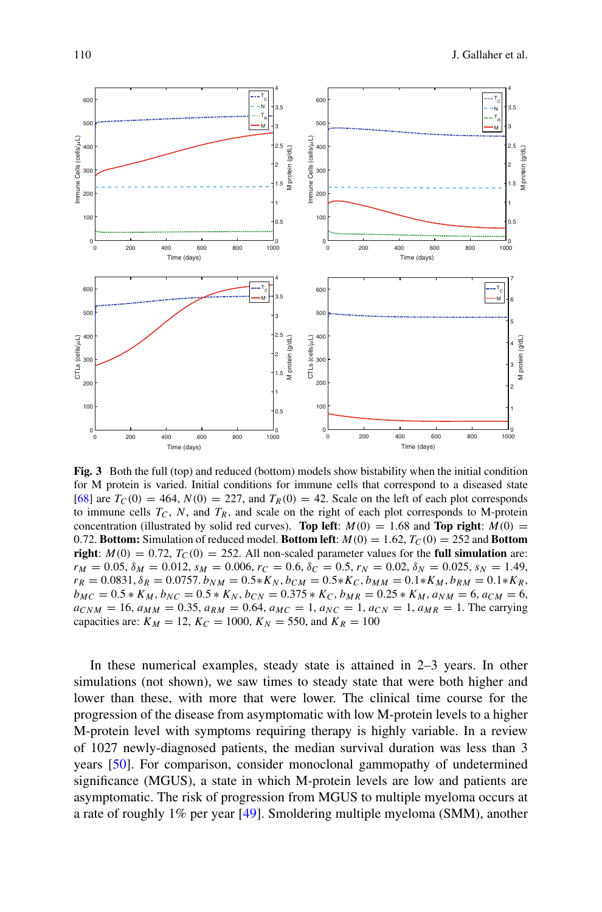**Fig. 3** Both the full (top) and reduced (bottom) models show bistability when the initial condition for M protein is varied. Initial conditions for immune cells that correspond to a diseased state [68] are $T_C(0) = 464$, $N(0) = 227$, and $T_R(0) = 42$. Scale on the left of each plot corresponds to immune cells $T_C$, $N$, and $T_R$, and scale on the right of each plot corresponds to M-protein concentration (illustrated by solid red curves). **Top left**: $M(0) = 1.68$ and **Top right**: $M(0) = 0.72$. **Bottom:** Simulation of reduced model. **Bottom left**: $M(0) = 1.62$, $T_C(0) = 252$ and **Bottom right**: $M(0) = 0.72$, $T_C(0) = 252$. All non-scaled parameter values for the **full simulation** are: $r_M = 0.05$, $\delta_M = 0.012$, $s_M = 0.006$, $r_C = 0.6$, $\delta_C = 0.5$, $r_N = 0.02$, $\delta_N = 0.025$, $s_N = 1.49$, $r_R = 0.0831$, $\delta_R = 0.0757$. $b_{NM} = 0.5*K_N$, $b_{CM} = 0.5*K_C$, $b_{MM} = 0.1*K_M$, $b_{RM} = 0.1*K_R$, $b_{MC} = 0.5*K_M$, $b_{NC} = 0.5*K_N$, $b_{CN} = 0.375*K_C$, $b_{MR} = 0.25*K_M$, $a_{NM} = 6$, $a_{CM} = 6$, $a_{CNM} = 16$, $a_{MM} = 0.35$, $a_{RM} = 0.64$, $a_{MC} = 1$, $a_{NC} = 1$, $a_{CN} = 1$, $a_{MR} = 1$. The carrying capacities are: $K_M = 12$, $K_C = 1000$, $K_N = 550$, and $K_R = 100$

In these numerical examples, steady state is attained in 2–3 years. In other simulations (not shown), we saw times to steady state that were both higher and lower than these, with more that were lower. The clinical time course for the progression of the disease from asymptomatic with low M-protein levels to a higher M-protein level with symptoms requiring therapy is highly variable. In a review of 1027 newly-diagnosed patients, the median survival duration was less than 3 years [50]. For comparison, consider monoclonal gammopathy of undetermined significance (MGUS), a state in which M-protein levels are low and patients are asymptomatic. The risk of progression from MGUS to multiple myeloma occurs at a rate of roughly 1% per year [49]. Smoldering multiple myeloma (SMM), another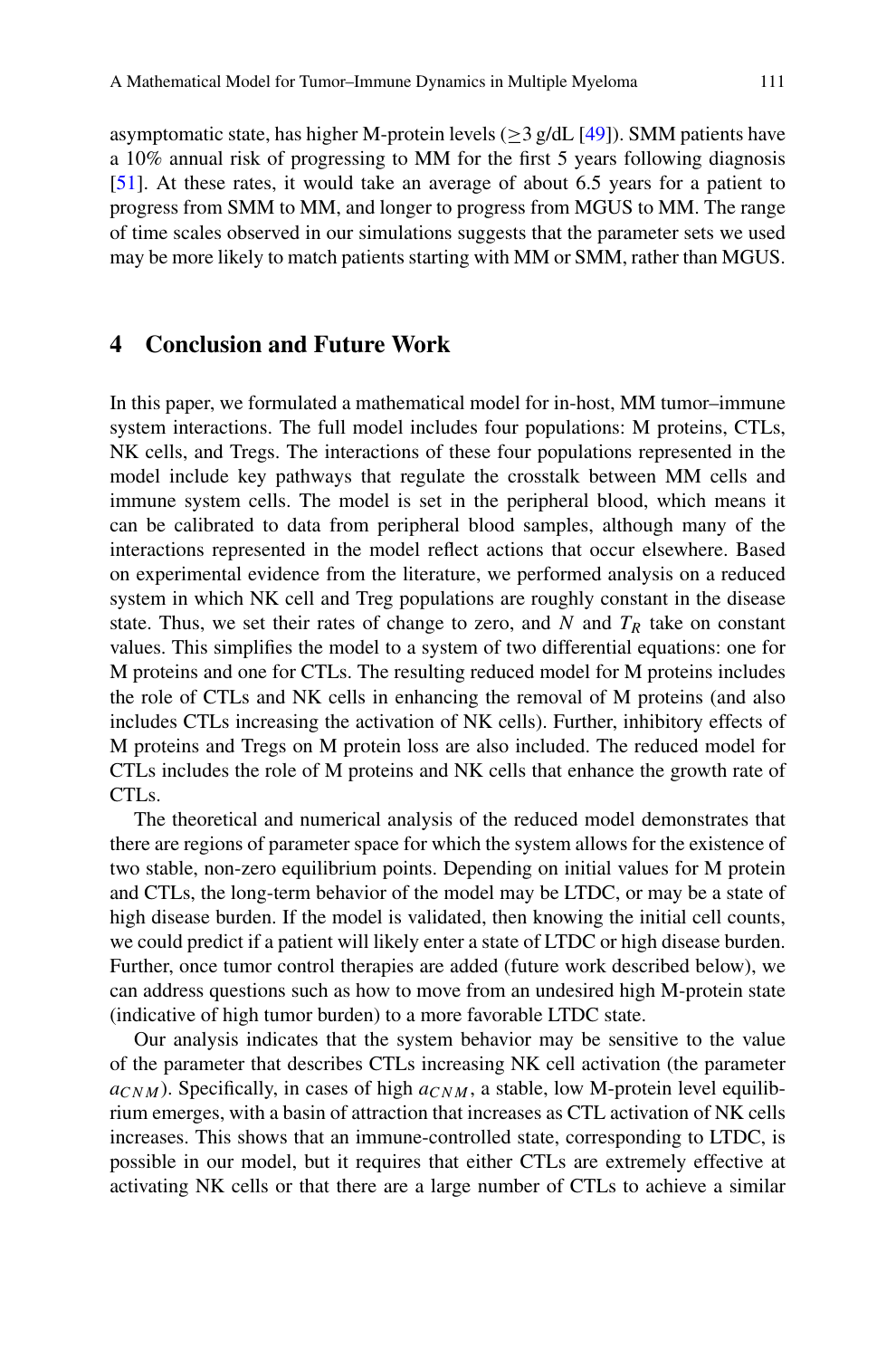asymptomatic state, has higher M-protein levels ($\geq$3 g/dL [49]). SMM patients have a 10% annual risk of progressing to MM for the first 5 years following diagnosis [51]. At these rates, it would take an average of about 6.5 years for a patient to progress from SMM to MM, and longer to progress from MGUS to MM. The range of time scales observed in our simulations suggests that the parameter sets we used may be more likely to match patients starting with MM or SMM, rather than MGUS.

## 4 Conclusion and Future Work

In this paper, we formulated a mathematical model for in-host, MM tumor–immune system interactions. The full model includes four populations: M proteins, CTLs, NK cells, and Tregs. The interactions of these four populations represented in the model include key pathways that regulate the crosstalk between MM cells and immune system cells. The model is set in the peripheral blood, which means it can be calibrated to data from peripheral blood samples, although many of the interactions represented in the model reflect actions that occur elsewhere. Based on experimental evidence from the literature, we performed analysis on a reduced system in which NK cell and Treg populations are roughly constant in the disease state. Thus, we set their rates of change to zero, and $N$ and $T_R$ take on constant values. This simplifies the model to a system of two differential equations: one for M proteins and one for CTLs. The resulting reduced model for M proteins includes the role of CTLs and NK cells in enhancing the removal of M proteins (and also includes CTLs increasing the activation of NK cells). Further, inhibitory effects of M proteins and Tregs on M protein loss are also included. The reduced model for CTLs includes the role of M proteins and NK cells that enhance the growth rate of CTLs.

The theoretical and numerical analysis of the reduced model demonstrates that there are regions of parameter space for which the system allows for the existence of two stable, non-zero equilibrium points. Depending on initial values for M protein and CTLs, the long-term behavior of the model may be LTDC, or may be a state of high disease burden. If the model is validated, then knowing the initial cell counts, we could predict if a patient will likely enter a state of LTDC or high disease burden. Further, once tumor control therapies are added (future work described below), we can address questions such as how to move from an undesired high M-protein state (indicative of high tumor burden) to a more favorable LTDC state.

Our analysis indicates that the system behavior may be sensitive to the value of the parameter that describes CTLs increasing NK cell activation (the parameter $a_{CNM}$). Specifically, in cases of high $a_{CNM}$, a stable, low M-protein level equilibrium emerges, with a basin of attraction that increases as CTL activation of NK cells increases. This shows that an immune-controlled state, corresponding to LTDC, is possible in our model, but it requires that either CTLs are extremely effective at activating NK cells or that there are a large number of CTLs to achieve a similar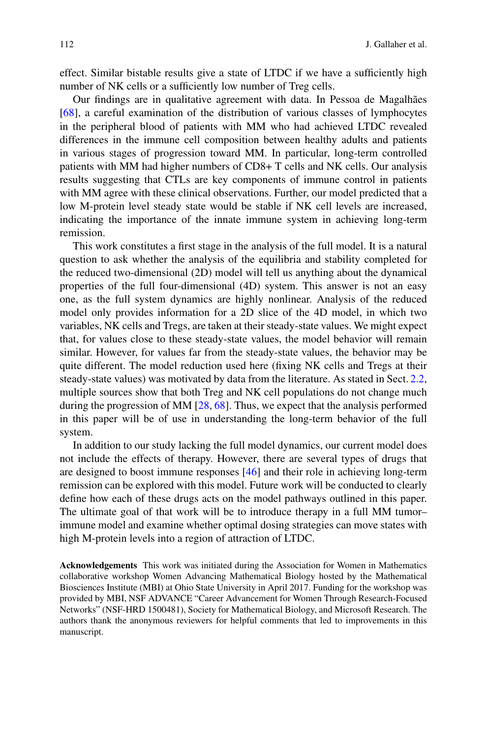effect. Similar bistable results give a state of LTDC if we have a sufficiently high number of NK cells or a sufficiently low number of Treg cells.

Our findings are in qualitative agreement with data. In Pessoa de Magalhães [68], a careful examination of the distribution of various classes of lymphocytes in the peripheral blood of patients with MM who had achieved LTDC revealed differences in the immune cell composition between healthy adults and patients in various stages of progression toward MM. In particular, long-term controlled patients with MM had higher numbers of CD8+ T cells and NK cells. Our analysis results suggesting that CTLs are key components of immune control in patients with MM agree with these clinical observations. Further, our model predicted that a low M-protein level steady state would be stable if NK cell levels are increased, indicating the importance of the innate immune system in achieving long-term remission.

This work constitutes a first stage in the analysis of the full model. It is a natural question to ask whether the analysis of the equilibria and stability completed for the reduced two-dimensional (2D) model will tell us anything about the dynamical properties of the full four-dimensional (4D) system. This answer is not an easy one, as the full system dynamics are highly nonlinear. Analysis of the reduced model only provides information for a 2D slice of the 4D model, in which two variables, NK cells and Tregs, are taken at their steady-state values. We might expect that, for values close to these steady-state values, the model behavior will remain similar. However, for values far from the steady-state values, the behavior may be quite different. The model reduction used here (fixing NK cells and Tregs at their steady-state values) was motivated by data from the literature. As stated in Sect. 2.2, multiple sources show that both Treg and NK cell populations do not change much during the progression of MM [28, 68]. Thus, we expect that the analysis performed in this paper will be of use in understanding the long-term behavior of the full system.

In addition to our study lacking the full model dynamics, our current model does not include the effects of therapy. However, there are several types of drugs that are designed to boost immune responses [46] and their role in achieving long-term remission can be explored with this model. Future work will be conducted to clearly define how each of these drugs acts on the model pathways outlined in this paper. The ultimate goal of that work will be to introduce therapy in a full MM tumor–immune model and examine whether optimal dosing strategies can move states with high M-protein levels into a region of attraction of LTDC.

**Acknowledgements** This work was initiated during the Association for Women in Mathematics collaborative workshop Women Advancing Mathematical Biology hosted by the Mathematical Biosciences Institute (MBI) at Ohio State University in April 2017. Funding for the workshop was provided by MBI, NSF ADVANCE "Career Advancement for Women Through Research-Focused Networks" (NSF-HRD 1500481), Society for Mathematical Biology, and Microsoft Research. The authors thank the anonymous reviewers for helpful comments that led to improvements in this manuscript.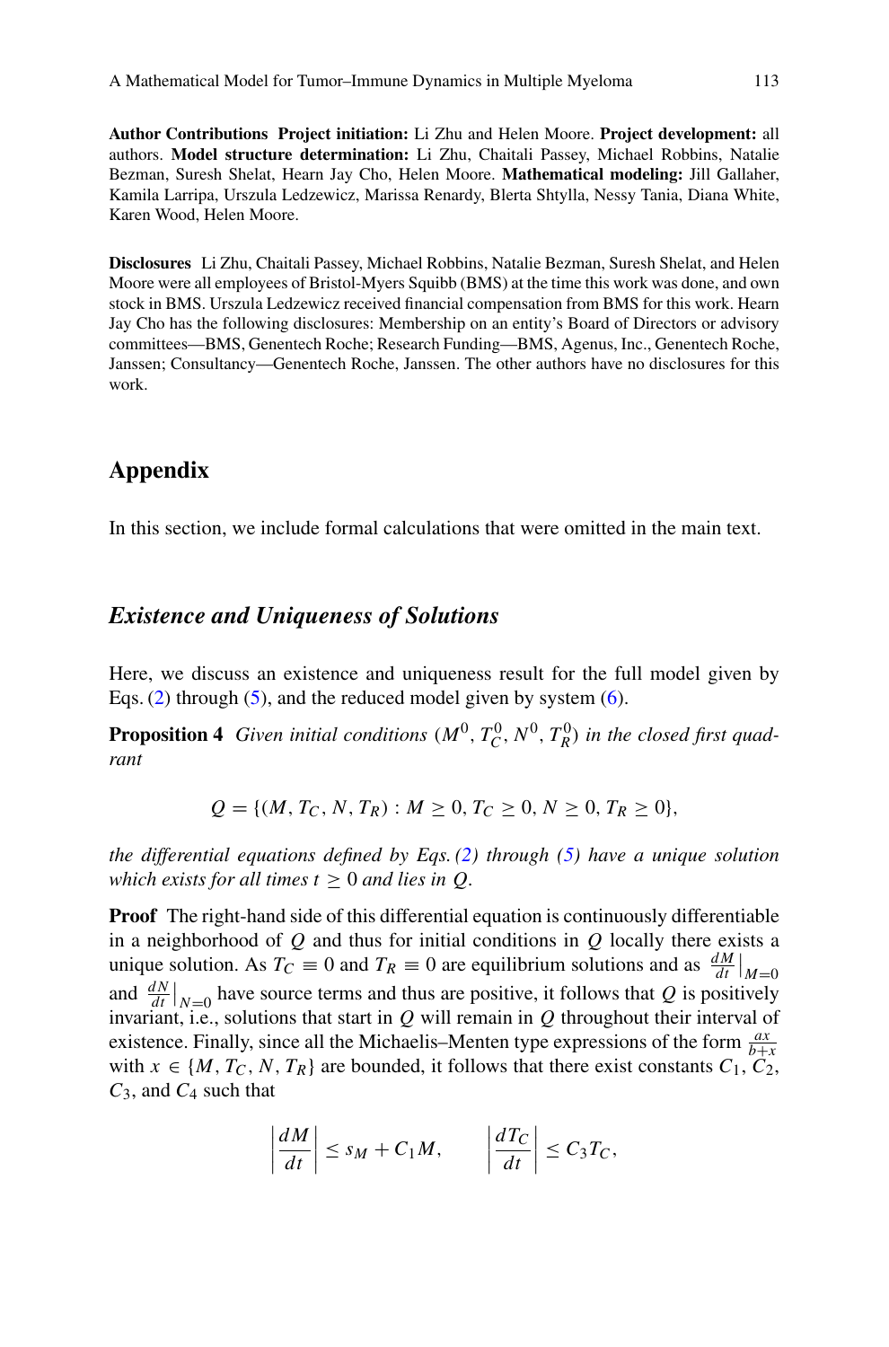**Author Contributions** **Project initiation:** Li Zhu and Helen Moore. **Project development:** all authors. **Model structure determination:** Li Zhu, Chaitali Passey, Michael Robbins, Natalie Bezman, Suresh Shelat, Hearn Jay Cho, Helen Moore. **Mathematical modeling:** Jill Gallaher, Kamila Larripa, Urszula Ledzewicz, Marissa Renardy, Blerta Shtylla, Nessy Tania, Diana White, Karen Wood, Helen Moore.

**Disclosures** Li Zhu, Chaitali Passey, Michael Robbins, Natalie Bezman, Suresh Shelat, and Helen Moore were all employees of Bristol-Myers Squibb (BMS) at the time this work was done, and own stock in BMS. Urszula Ledzewicz received financial compensation from BMS for this work. Hearn Jay Cho has the following disclosures: Membership on an entity's Board of Directors or advisory committees—BMS, Genentech Roche; Research Funding—BMS, Agenus, Inc., Genentech Roche, Janssen; Consultancy—Genentech Roche, Janssen. The other authors have no disclosures for this work.

## Appendix

In this section, we include formal calculations that were omitted in the main text.

### *Existence and Uniqueness of Solutions*

Here, we discuss an existence and uniqueness result for the full model given by Eqs. (2) through (5), and the reduced model given by system (6).

**Proposition 4** *Given initial conditions* $(M^0, T_C^0, N^0, T_R^0)$ *in the closed first quadrant*

$$Q = \{(M, T_C, N, T_R) : M \geq 0, T_C \geq 0, N \geq 0, T_R \geq 0\},$$

*the differential equations defined by Eqs. (2) through (5) have a unique solution which exists for all times* $t \geq 0$ *and lies in* $Q$.

**Proof** The right-hand side of this differential equation is continuously differentiable in a neighborhood of $Q$ and thus for initial conditions in $Q$ locally there exists a unique solution. As $T_C \equiv 0$ and $T_R \equiv 0$ are equilibrium solutions and as $\frac{dM}{dt}\big|_{M=0}$ and $\frac{dN}{dt}\big|_{N=0}$ have source terms and thus are positive, it follows that $Q$ is positively invariant, i.e., solutions that start in $Q$ will remain in $Q$ throughout their interval of existence. Finally, since all the Michaelis–Menten type expressions of the form $\frac{ax}{b+x}$ with $x \in \{M, T_C, N, T_R\}$ are bounded, it follows that there exist constants $C_1$, $C_2$, $C_3$, and $C_4$ such that

$$\left|\frac{dM}{dt}\right| \leq s_M + C_1 M, \qquad \left|\frac{dT_C}{dt}\right| \leq C_3 T_C,$$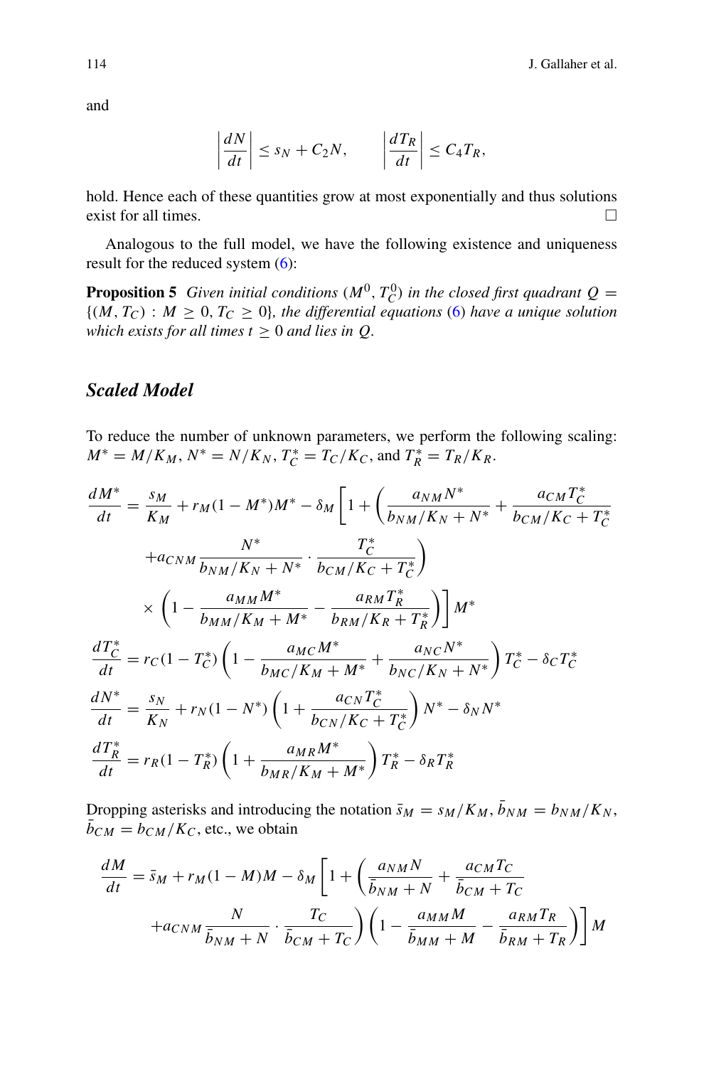and

$$\left|\frac{dN}{dt}\right| \leq s_N + C_2 N, \qquad \left|\frac{dT_R}{dt}\right| \leq C_4 T_R,$$

hold. Hence each of these quantities grow at most exponentially and thus solutions exist for all times. □

Analogous to the full model, we have the following existence and uniqueness result for the reduced system (6):

**Proposition 5** *Given initial conditions $(M^0, T_C^0)$ in the closed first quadrant $Q = \{(M, T_C) : M \geq 0, T_C \geq 0\}$, the differential equations (6) have a unique solution which exists for all times $t \geq 0$ and lies in $Q$.*

### *Scaled Model*

To reduce the number of unknown parameters, we perform the following scaling: $M^* = M/K_M$, $N^* = N/K_N$, $T_C^* = T_C/K_C$, and $T_R^* = T_R/K_R$.

$$\begin{aligned}
\frac{dM^*}{dt} &= \frac{s_M}{K_M} + r_M(1 - M^*)M^* - \delta_M \Bigg[1 + \Bigg(\frac{a_{NM} N^*}{b_{NM}/K_N + N^*} + \frac{a_{CM} T_C^*}{b_{CM}/K_C + T_C^*} \\
&\qquad + a_{CNM} \frac{N^*}{b_{NM}/K_N + N^*} \cdot \frac{T_C^*}{b_{CM}/K_C + T_C^*}\Bigg) \\
&\qquad \times \left(1 - \frac{a_{MM} M^*}{b_{MM}/K_M + M^*} - \frac{a_{RM} T_R^*}{b_{RM}/K_R + T_R^*}\right)\Bigg] M^* \\
\frac{dT_C^*}{dt} &= r_C(1 - T_C^*)\left(1 - \frac{a_{MC} M^*}{b_{MC}/K_M + M^*} + \frac{a_{NC} N^*}{b_{NC}/K_N + N^*}\right) T_C^* - \delta_C T_C^* \\
\frac{dN^*}{dt} &= \frac{s_N}{K_N} + r_N(1 - N^*)\left(1 + \frac{a_{CN} T_C^*}{b_{CN}/K_C + T_C^*}\right) N^* - \delta_N N^* \\
\frac{dT_R^*}{dt} &= r_R(1 - T_R^*)\left(1 + \frac{a_{MR} M^*}{b_{MR}/K_M + M^*}\right) T_R^* - \delta_R T_R^*
\end{aligned}$$

Dropping asterisks and introducing the notation $\bar{s}_M = s_M/K_M$, $\bar{b}_{NM} = b_{NM}/K_N$, $\bar{b}_{CM} = b_{CM}/K_C$, etc., we obtain

$$\begin{aligned}
\frac{dM}{dt} &= \bar{s}_M + r_M(1 - M)M - \delta_M \Bigg[1 + \Bigg(\frac{a_{NM} N}{\bar{b}_{NM} + N} + \frac{a_{CM} T_C}{\bar{b}_{CM} + T_C} \\
&\qquad + a_{CNM} \frac{N}{\bar{b}_{NM} + N} \cdot \frac{T_C}{\bar{b}_{CM} + T_C}\Bigg)\left(1 - \frac{a_{MM} M}{\bar{b}_{MM} + M} - \frac{a_{RM} T_R}{\bar{b}_{RM} + T_R}\right)\Bigg] M
\end{aligned}$$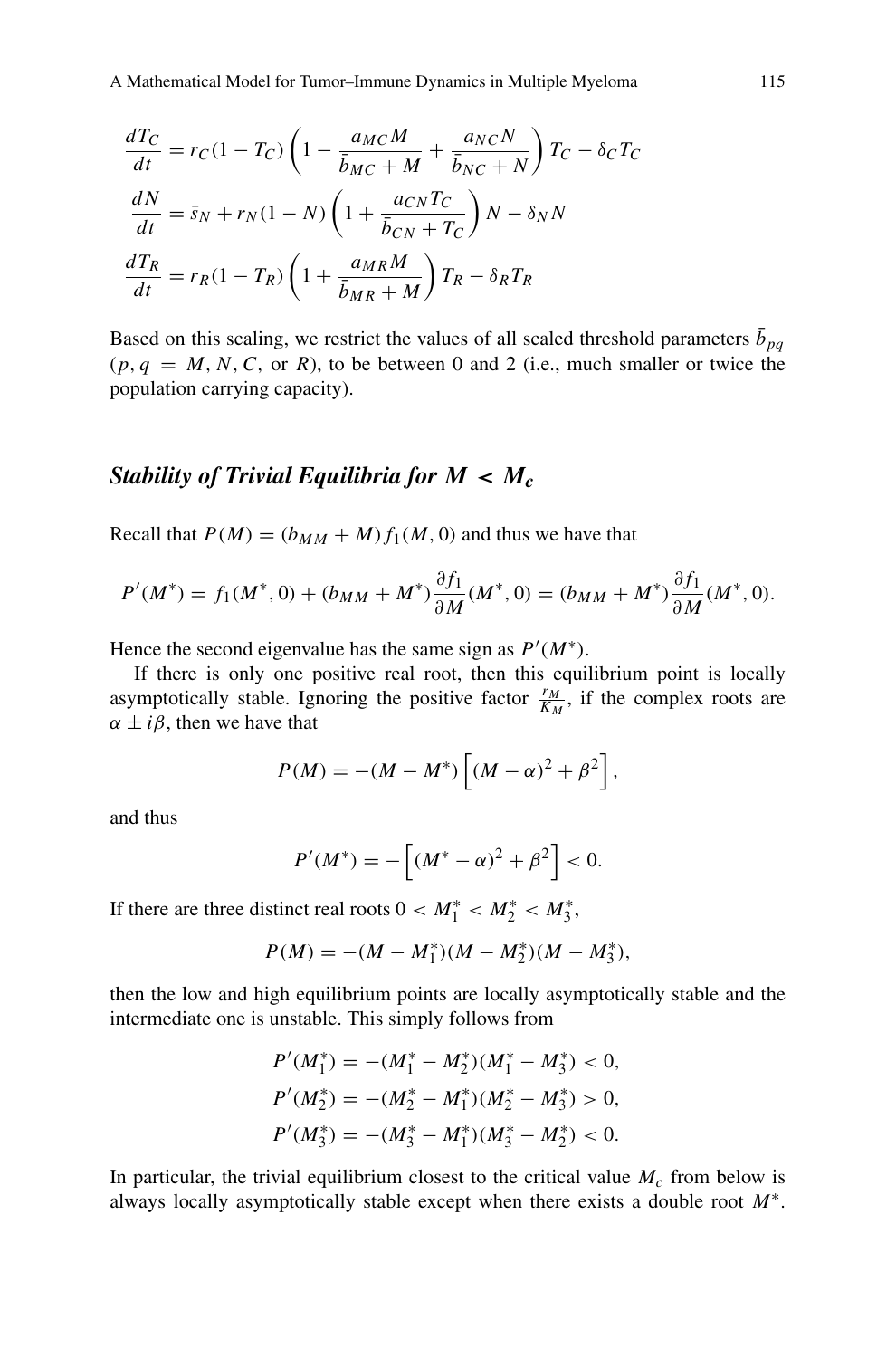$$
\frac{dT_C}{dt} = r_C(1 - T_C)\left(1 - \frac{a_{MC}M}{\bar{b}_{MC} + M} + \frac{a_{NC}N}{\bar{b}_{NC} + N}\right)T_C - \delta_C T_C
$$

$$
\frac{dN}{dt} = \bar{s}_N + r_N(1 - N)\left(1 + \frac{a_{CN}T_C}{\bar{b}_{CN} + T_C}\right)N - \delta_N N
$$

$$
\frac{dT_R}{dt} = r_R(1 - T_R)\left(1 + \frac{a_{MR}M}{\bar{b}_{MR} + M}\right)T_R - \delta_R T_R
$$

Based on this scaling, we restrict the values of all scaled threshold parameters $\bar{b}_{pq}$ ($p, q = M, N, C,$ or $R$), to be between 0 and 2 (i.e., much smaller or twice the population carrying capacity).

## *Stability of Trivial Equilibria for $M < M_c$*

Recall that $P(M) = (b_{MM} + M) f_1(M, 0)$ and thus we have that

$$
P'(M^*) = f_1(M^*, 0) + (b_{MM} + M^*)\frac{\partial f_1}{\partial M}(M^*, 0) = (b_{MM} + M^*)\frac{\partial f_1}{\partial M}(M^*, 0).
$$

Hence the second eigenvalue has the same sign as $P'(M^*)$.

If there is only one positive real root, then this equilibrium point is locally asymptotically stable. Ignoring the positive factor $\frac{r_M}{K_M}$, if the complex roots are $\alpha \pm i\beta$, then we have that

$$
P(M) = -(M - M^*)\left[(M - \alpha)^2 + \beta^2\right],
$$

and thus

$$
P'(M^*) = -\left[(M^* - \alpha)^2 + \beta^2\right] < 0.
$$

If there are three distinct real roots $0 < M_1^* < M_2^* < M_3^*$,

$$
P(M) = -(M - M_1^*)(M - M_2^*)(M - M_3^*),
$$

then the low and high equilibrium points are locally asymptotically stable and the intermediate one is unstable. This simply follows from

$$
P'(M_1^*) = -(M_1^* - M_2^*)(M_1^* - M_3^*) < 0,
$$

$$
P'(M_2^*) = -(M_2^* - M_1^*)(M_2^* - M_3^*) > 0,
$$

$$
P'(M_3^*) = -(M_3^* - M_1^*)(M_3^* - M_2^*) < 0.
$$

In particular, the trivial equilibrium closest to the critical value $M_c$ from below is always locally asymptotically stable except when there exists a double root $M^*$.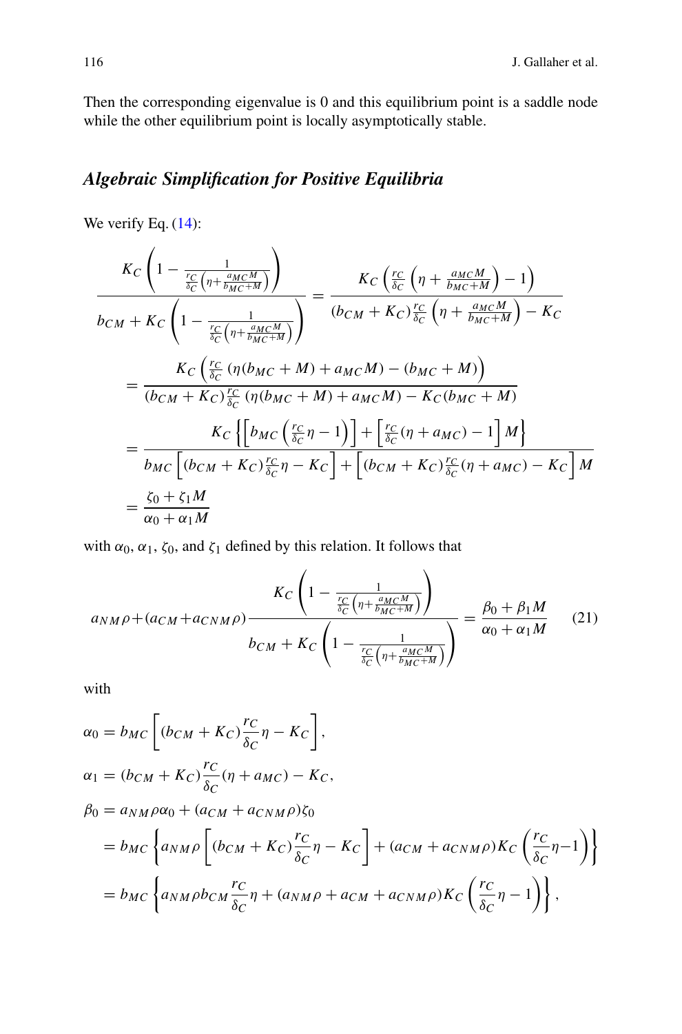Then the corresponding eigenvalue is 0 and this equilibrium point is a saddle node while the other equilibrium point is locally asymptotically stable.

### *Algebraic Simplification for Positive Equilibria*

We verify Eq. (14):

$$
\begin{aligned}
\frac{K_C\left(1-\frac{1}{\frac{r_C}{\delta_C}\left(\eta+\frac{a_{MC}M}{b_{MC}+M}\right)}\right)}{b_{CM}+K_C\left(1-\frac{1}{\frac{r_C}{\delta_C}\left(\eta+\frac{a_{MC}M}{b_{MC}+M}\right)}\right)} &= \frac{K_C\left(\frac{r_C}{\delta_C}\left(\eta+\frac{a_{MC}M}{b_{MC}+M}\right)-1\right)}{(b_{CM}+K_C)\frac{r_C}{\delta_C}\left(\eta+\frac{a_{MC}M}{b_{MC}+M}\right)-K_C} \\
&= \frac{K_C\left(\frac{r_C}{\delta_C}\left(\eta(b_{MC}+M)+a_{MC}M\right)-(b_{MC}+M)\right)}{(b_{CM}+K_C)\frac{r_C}{\delta_C}\left(\eta(b_{MC}+M)+a_{MC}M\right)-K_C(b_{MC}+M)} \\
&= \frac{K_C\left\{\left[b_{MC}\left(\frac{r_C}{\delta_C}\eta-1\right)\right]+\left[\frac{r_C}{\delta_C}(\eta+a_{MC})-1\right]M\right\}}{b_{MC}\left[(b_{CM}+K_C)\frac{r_C}{\delta_C}\eta-K_C\right]+\left[(b_{CM}+K_C)\frac{r_C}{\delta_C}(\eta+a_{MC})-K_C\right]M} \\
&= \frac{\zeta_0+\zeta_1 M}{\alpha_0+\alpha_1 M}
\end{aligned}
$$

with $\alpha_0$, $\alpha_1$, $\zeta_0$, and $\zeta_1$ defined by this relation. It follows that

$$
a_{NM}\rho+(a_{CM}+a_{CNM}\rho)\frac{K_C\left(1-\frac{1}{\frac{r_C}{\delta_C}\left(\eta+\frac{a_{MC}M}{b_{MC}+M}\right)}\right)}{b_{CM}+K_C\left(1-\frac{1}{\frac{r_C}{\delta_C}\left(\eta+\frac{a_{MC}M}{b_{MC}+M}\right)}\right)} = \frac{\beta_0+\beta_1 M}{\alpha_0+\alpha_1 M} \tag{21}
$$

with

$$
\begin{aligned}
\alpha_0 &= b_{MC}\left[(b_{CM}+K_C)\frac{r_C}{\delta_C}\eta-K_C\right], \\
\alpha_1 &= (b_{CM}+K_C)\frac{r_C}{\delta_C}(\eta+a_{MC})-K_C, \\
\beta_0 &= a_{NM}\rho\alpha_0+(a_{CM}+a_{CNM}\rho)\zeta_0 \\
&= b_{MC}\left\{a_{NM}\rho\left[(b_{CM}+K_C)\frac{r_C}{\delta_C}\eta-K_C\right]+(a_{CM}+a_{CNM}\rho)K_C\left(\frac{r_C}{\delta_C}\eta-1\right)\right\} \\
&= b_{MC}\left\{a_{NM}\rho b_{CM}\frac{r_C}{\delta_C}\eta+(a_{NM}\rho+a_{CM}+a_{CNM}\rho)K_C\left(\frac{r_C}{\delta_C}\eta-1\right)\right\},
\end{aligned}
$$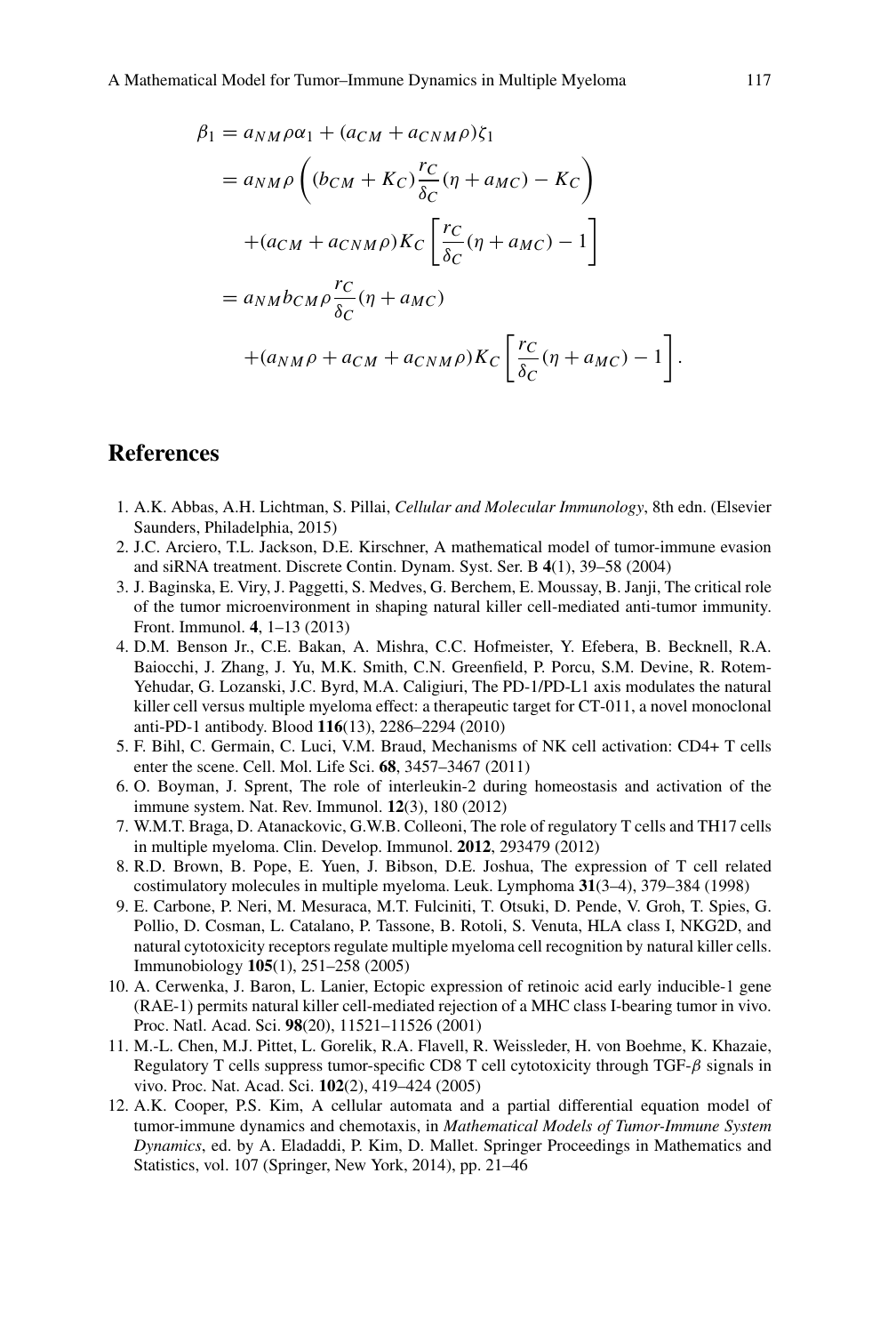$$
\begin{aligned}
\beta_1 &= a_{NM}\rho\alpha_1 + (a_{CM} + a_{CNM}\rho)\zeta_1 \\
&= a_{NM}\rho\left((b_{CM} + K_C)\frac{r_C}{\delta_C}(\eta + a_{MC}) - K_C\right) \\
&\quad + (a_{CM} + a_{CNM}\rho)K_C\left[\frac{r_C}{\delta_C}(\eta + a_{MC}) - 1\right] \\
&= a_{NM}b_{CM}\rho\frac{r_C}{\delta_C}(\eta + a_{MC}) \\
&\quad + (a_{NM}\rho + a_{CM} + a_{CNM}\rho)K_C\left[\frac{r_C}{\delta_C}(\eta + a_{MC}) - 1\right].
\end{aligned}
$$

## References

1. A.K. Abbas, A.H. Lichtman, S. Pillai, *Cellular and Molecular Immunology*, 8th edn. (Elsevier Saunders, Philadelphia, 2015)
2. J.C. Arciero, T.L. Jackson, D.E. Kirschner, A mathematical model of tumor-immune evasion and siRNA treatment. Discrete Contin. Dynam. Syst. Ser. B **4**(1), 39–58 (2004)
3. J. Baginska, E. Viry, J. Paggetti, S. Medves, G. Berchem, E. Moussay, B. Janji, The critical role of the tumor microenvironment in shaping natural killer cell-mediated anti-tumor immunity. Front. Immunol. **4**, 1–13 (2013)
4. D.M. Benson Jr., C.E. Bakan, A. Mishra, C.C. Hofmeister, Y. Efebera, B. Becknell, R.A. Baiocchi, J. Zhang, J. Yu, M.K. Smith, C.N. Greenfield, P. Porcu, S.M. Devine, R. Rotem-Yehudar, G. Lozanski, J.C. Byrd, M.A. Caligiuri, The PD-1/PD-L1 axis modulates the natural killer cell versus multiple myeloma effect: a therapeutic target for CT-011, a novel monoclonal anti-PD-1 antibody. Blood **116**(13), 2286–2294 (2010)
5. F. Bihl, C. Germain, C. Luci, V.M. Braud, Mechanisms of NK cell activation: CD4+ T cells enter the scene. Cell. Mol. Life Sci. **68**, 3457–3467 (2011)
6. O. Boyman, J. Sprent, The role of interleukin-2 during homeostasis and activation of the immune system. Nat. Rev. Immunol. **12**(3), 180 (2012)
7. W.M.T. Braga, D. Atanackovic, G.W.B. Colleoni, The role of regulatory T cells and TH17 cells in multiple myeloma. Clin. Develop. Immunol. **2012**, 293479 (2012)
8. R.D. Brown, B. Pope, E. Yuen, J. Bibson, D.E. Joshua, The expression of T cell related costimulatory molecules in multiple myeloma. Leuk. Lymphoma **31**(3–4), 379–384 (1998)
9. E. Carbone, P. Neri, M. Mesuraca, M.T. Fulciniti, T. Otsuki, D. Pende, V. Groh, T. Spies, G. Pollio, D. Cosman, L. Catalano, P. Tassone, B. Rotoli, S. Venuta, HLA class I, NKG2D, and natural cytotoxicity receptors regulate multiple myeloma cell recognition by natural killer cells. Immunobiology **105**(1), 251–258 (2005)
10. A. Cerwenka, J. Baron, L. Lanier, Ectopic expression of retinoic acid early inducible-1 gene (RAE-1) permits natural killer cell-mediated rejection of a MHC class I-bearing tumor in vivo. Proc. Natl. Acad. Sci. **98**(20), 11521–11526 (2001)
11. M.-L. Chen, M.J. Pittet, L. Gorelik, R.A. Flavell, R. Weissleder, H. von Boehme, K. Khazaie, Regulatory T cells suppress tumor-specific CD8 T cell cytotoxicity through TGF-$\beta$ signals in vivo. Proc. Nat. Acad. Sci. **102**(2), 419–424 (2005)
12. A.K. Cooper, P.S. Kim, A cellular automata and a partial differential equation model of tumor-immune dynamics and chemotaxis, in *Mathematical Models of Tumor-Immune System Dynamics*, ed. by A. Eladaddi, P. Kim, D. Mallet. Springer Proceedings in Mathematics and Statistics, vol. 107 (Springer, New York, 2014), pp. 21–46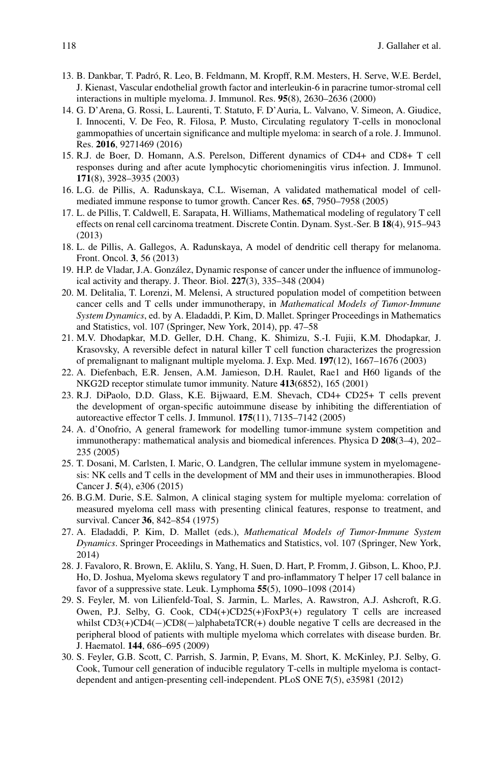13. B. Dankbar, T. Padró, R. Leo, B. Feldmann, M. Kropff, R.M. Mesters, H. Serve, W.E. Berdel, J. Kienast, Vascular endothelial growth factor and interleukin-6 in paracrine tumor-stromal cell interactions in multiple myeloma. J. Immunol. Res. **95**(8), 2630–2636 (2000)
14. G. D'Arena, G. Rossi, L. Laurenti, T. Statuto, F. D'Auria, L. Valvano, V. Simeon, A. Giudice, I. Innocenti, V. De Feo, R. Filosa, P. Musto, Circulating regulatory T-cells in monoclonal gammopathies of uncertain significance and multiple myeloma: in search of a role. J. Immunol. Res. **2016**, 9271469 (2016)
15. R.J. de Boer, D. Homann, A.S. Perelson, Different dynamics of CD4+ and CD8+ T cell responses during and after acute lymphocytic choriomeningitis virus infection. J. Immunol. **171**(8), 3928–3935 (2003)
16. L.G. de Pillis, A. Radunskaya, C.L. Wiseman, A validated mathematical model of cell-mediated immune response to tumor growth. Cancer Res. **65**, 7950–7958 (2005)
17. L. de Pillis, T. Caldwell, E. Sarapata, H. Williams, Mathematical modeling of regulatory T cell effects on renal cell carcinoma treatment. Discrete Contin. Dynam. Syst.-Ser. B **18**(4), 915–943 (2013)
18. L. de Pillis, A. Gallegos, A. Radunskaya, A model of dendritic cell therapy for melanoma. Front. Oncol. **3**, 56 (2013)
19. H.P. de Vladar, J.A. González, Dynamic response of cancer under the influence of immunological activity and therapy. J. Theor. Biol. **227**(3), 335–348 (2004)
20. M. Delitalia, T. Lorenzi, M. Melensi, A structured population model of competition between cancer cells and T cells under immunotherapy, in *Mathematical Models of Tumor-Immune System Dynamics*, ed. by A. Eladaddi, P. Kim, D. Mallet. Springer Proceedings in Mathematics and Statistics, vol. 107 (Springer, New York, 2014), pp. 47–58
21. M.V. Dhodapkar, M.D. Geller, D.H. Chang, K. Shimizu, S.-I. Fujii, K.M. Dhodapkar, J. Krasovsky, A reversible defect in natural killer T cell function characterizes the progression of premalignant to malignant multiple myeloma. J. Exp. Med. **197**(12), 1667–1676 (2003)
22. A. Diefenbach, E.R. Jensen, A.M. Jamieson, D.H. Raulet, Rae1 and H60 ligands of the NKG2D receptor stimulate tumor immunity. Nature **413**(6852), 165 (2001)
23. R.J. DiPaolo, D.D. Glass, K.E. Bijwaard, E.M. Shevach, CD4+ CD25+ T cells prevent the development of organ-specific autoimmune disease by inhibiting the differentiation of autoreactive effector T cells. J. Immunol. **175**(11), 7135–7142 (2005)
24. A. d'Onofrio, A general framework for modelling tumor-immune system competition and immunotherapy: mathematical analysis and biomedical inferences. Physica D **208**(3–4), 202–235 (2005)
25. T. Dosani, M. Carlsten, I. Maric, O. Landgren, The cellular immune system in myelomagenesis: NK cells and T cells in the development of MM and their uses in immunotherapies. Blood Cancer J. **5**(4), e306 (2015)
26. B.G.M. Durie, S.E. Salmon, A clinical staging system for multiple myeloma: correlation of measured myeloma cell mass with presenting clinical features, response to treatment, and survival. Cancer **36**, 842–854 (1975)
27. A. Eladaddi, P. Kim, D. Mallet (eds.), *Mathematical Models of Tumor-Immune System Dynamics*. Springer Proceedings in Mathematics and Statistics, vol. 107 (Springer, New York, 2014)
28. J. Favaloro, R. Brown, E. Aklilu, S. Yang, H. Suen, D. Hart, P. Fromm, J. Gibson, L. Khoo, P.J. Ho, D. Joshua, Myeloma skews regulatory T and pro-inflammatory T helper 17 cell balance in favor of a suppressive state. Leuk. Lymphoma **55**(5), 1090–1098 (2014)
29. S. Feyler, M. von Lilienfeld-Toal, S. Jarmin, L. Marles, A. Rawstron, A.J. Ashcroft, R.G. Owen, P.J. Selby, G. Cook, CD4(+)CD25(+)FoxP3(+) regulatory T cells are increased whilst CD3(+)CD4(−)CD8(−)alphabetaTCR(+) double negative T cells are decreased in the peripheral blood of patients with multiple myeloma which correlates with disease burden. Br. J. Haematol. **144**, 686–695 (2009)
30. S. Feyler, G.B. Scott, C. Parrish, S. Jarmin, P, Evans, M. Short, K. McKinley, P.J. Selby, G. Cook, Tumour cell generation of inducible regulatory T-cells in multiple myeloma is contact-dependent and antigen-presenting cell-independent. PLoS ONE **7**(5), e35981 (2012)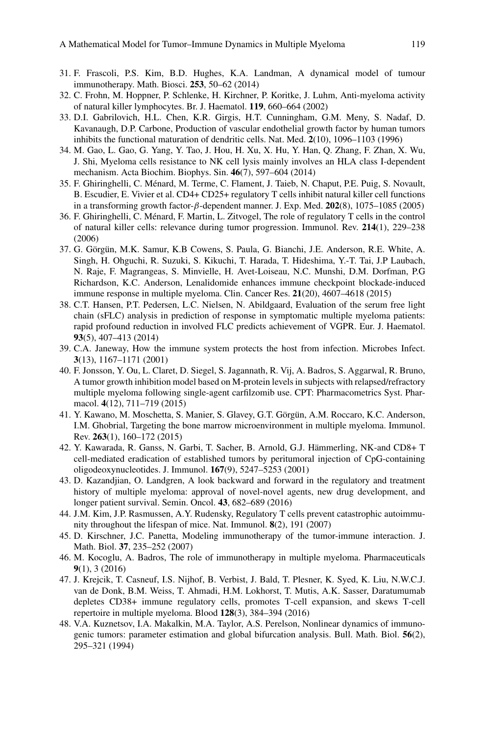31. F. Frascoli, P.S. Kim, B.D. Hughes, K.A. Landman, A dynamical model of tumour immunotherapy. Math. Biosci. **253**, 50–62 (2014)
32. C. Frohn, M. Hoppner, P. Schlenke, H. Kirchner, P. Koritke, J. Luhm, Anti-myeloma activity of natural killer lymphocytes. Br. J. Haematol. **119**, 660–664 (2002)
33. D.I. Gabrilovich, H.L. Chen, K.R. Girgis, H.T. Cunningham, G.M. Meny, S. Nadaf, D. Kavanaugh, D.P. Carbone, Production of vascular endothelial growth factor by human tumors inhibits the functional maturation of dendritic cells. Nat. Med. **2**(10), 1096–1103 (1996)
34. M. Gao, L. Gao, G. Yang, Y. Tao, J. Hou, H. Xu, X. Hu, Y. Han, Q. Zhang, F. Zhan, X. Wu, J. Shi, Myeloma cells resistance to NK cell lysis mainly involves an HLA class I-dependent mechanism. Acta Biochim. Biophys. Sin. **46**(7), 597–604 (2014)
35. F. Ghiringhelli, C. Ménard, M. Terme, C. Flament, J. Taieb, N. Chaput, P.E. Puig, S. Novault, B. Escudier, E. Vivier et al. CD4+ CD25+ regulatory T cells inhibit natural killer cell functions in a transforming growth factor-$\beta$-dependent manner. J. Exp. Med. **202**(8), 1075–1085 (2005)
36. F. Ghiringhelli, C. Ménard, F. Martin, L. Zitvogel, The role of regulatory T cells in the control of natural killer cells: relevance during tumor progression. Immunol. Rev. **214**(1), 229–238 (2006)
37. G. Görgün, M.K. Samur, K.B Cowens, S. Paula, G. Bianchi, J.E. Anderson, R.E. White, A. Singh, H. Ohguchi, R. Suzuki, S. Kikuchi, T. Harada, T. Hideshima, Y.-T. Tai, J.P Laubach, N. Raje, F. Magrangeas, S. Minvielle, H. Avet-Loiseau, N.C. Munshi, D.M. Dorfman, P.G Richardson, K.C. Anderson, Lenalidomide enhances immune checkpoint blockade-induced immune response in multiple myeloma. Clin. Cancer Res. **21**(20), 4607–4618 (2015)
38. C.T. Hansen, P.T. Pedersen, L.C. Nielsen, N. Abildgaard, Evaluation of the serum free light chain (sFLC) analysis in prediction of response in symptomatic multiple myeloma patients: rapid profound reduction in involved FLC predicts achievement of VGPR. Eur. J. Haematol. **93**(5), 407–413 (2014)
39. C.A. Janeway, How the immune system protects the host from infection. Microbes Infect. **3**(13), 1167–1171 (2001)
40. F. Jonsson, Y. Ou, L. Claret, D. Siegel, S. Jagannath, R. Vij, A. Badros, S. Aggarwal, R. Bruno, A tumor growth inhibition model based on M-protein levels in subjects with relapsed/refractory multiple myeloma following single-agent carfilzomib use. CPT: Pharmacometrics Syst. Pharmacol. **4**(12), 711–719 (2015)
41. Y. Kawano, M. Moschetta, S. Manier, S. Glavey, G.T. Görgün, A.M. Roccaro, K.C. Anderson, I.M. Ghobrial, Targeting the bone marrow microenvironment in multiple myeloma. Immunol. Rev. **263**(1), 160–172 (2015)
42. Y. Kawarada, R. Ganss, N. Garbi, T. Sacher, B. Arnold, G.J. Hämmerling, NK-and CD8+ T cell-mediated eradication of established tumors by peritumoral injection of CpG-containing oligodeoxynucleotides. J. Immunol. **167**(9), 5247–5253 (2001)
43. D. Kazandjian, O. Landgren, A look backward and forward in the regulatory and treatment history of multiple myeloma: approval of novel-novel agents, new drug development, and longer patient survival. Semin. Oncol. **43**, 682–689 (2016)
44. J.M. Kim, J.P. Rasmussen, A.Y. Rudensky, Regulatory T cells prevent catastrophic autoimmunity throughout the lifespan of mice. Nat. Immunol. **8**(2), 191 (2007)
45. D. Kirschner, J.C. Panetta, Modeling immunotherapy of the tumor-immune interaction. J. Math. Biol. **37**, 235–252 (2007)
46. M. Kocoglu, A. Badros, The role of immunotherapy in multiple myeloma. Pharmaceuticals **9**(1), 3 (2016)
47. J. Krejcik, T. Casneuf, I.S. Nijhof, B. Verbist, J. Bald, T. Plesner, K. Syed, K. Liu, N.W.C.J. van de Donk, B.M. Weiss, T. Ahmadi, H.M. Lokhorst, T. Mutis, A.K. Sasser, Daratumumab depletes CD38+ immune regulatory cells, promotes T-cell expansion, and skews T-cell repertoire in multiple myeloma. Blood **128**(3), 384–394 (2016)
48. V.A. Kuznetsov, I.A. Makalkin, M.A. Taylor, A.S. Perelson, Nonlinear dynamics of immunogenic tumors: parameter estimation and global bifurcation analysis. Bull. Math. Biol. **56**(2), 295–321 (1994)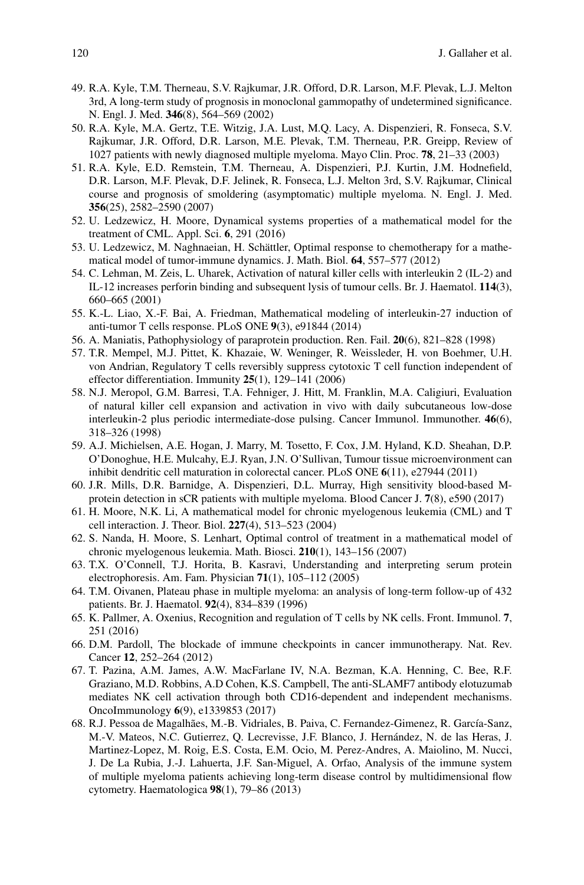49. R.A. Kyle, T.M. Therneau, S.V. Rajkumar, J.R. Offord, D.R. Larson, M.F. Plevak, L.J. Melton 3rd, A long-term study of prognosis in monoclonal gammopathy of undetermined significance. N. Engl. J. Med. **346**(8), 564–569 (2002)
50. R.A. Kyle, M.A. Gertz, T.E. Witzig, J.A. Lust, M.Q. Lacy, A. Dispenzieri, R. Fonseca, S.V. Rajkumar, J.R. Offord, D.R. Larson, M.E. Plevak, T.M. Therneau, P.R. Greipp, Review of 1027 patients with newly diagnosed multiple myeloma. Mayo Clin. Proc. **78**, 21–33 (2003)
51. R.A. Kyle, E.D. Remstein, T.M. Therneau, A. Dispenzieri, P.J. Kurtin, J.M. Hodnefield, D.R. Larson, M.F. Plevak, D.F. Jelinek, R. Fonseca, L.J. Melton 3rd, S.V. Rajkumar, Clinical course and prognosis of smoldering (asymptomatic) multiple myeloma. N. Engl. J. Med. **356**(25), 2582–2590 (2007)
52. U. Ledzewicz, H. Moore, Dynamical systems properties of a mathematical model for the treatment of CML. Appl. Sci. **6**, 291 (2016)
53. U. Ledzewicz, M. Naghnaeian, H. Schättler, Optimal response to chemotherapy for a mathematical model of tumor-immune dynamics. J. Math. Biol. **64**, 557–577 (2012)
54. C. Lehman, M. Zeis, L. Uharek, Activation of natural killer cells with interleukin 2 (IL-2) and IL-12 increases perforin binding and subsequent lysis of tumour cells. Br. J. Haematol. **114**(3), 660–665 (2001)
55. K.-L. Liao, X.-F. Bai, A. Friedman, Mathematical modeling of interleukin-27 induction of anti-tumor T cells response. PLoS ONE **9**(3), e91844 (2014)
56. A. Maniatis, Pathophysiology of paraprotein production. Ren. Fail. **20**(6), 821–828 (1998)
57. T.R. Mempel, M.J. Pittet, K. Khazaie, W. Weninger, R. Weissleder, H. von Boehmer, U.H. von Andrian, Regulatory T cells reversibly suppress cytotoxic T cell function independent of effector differentiation. Immunity **25**(1), 129–141 (2006)
58. N.J. Meropol, G.M. Barresi, T.A. Fehniger, J. Hitt, M. Franklin, M.A. Caligiuri, Evaluation of natural killer cell expansion and activation in vivo with daily subcutaneous low-dose interleukin-2 plus periodic intermediate-dose pulsing. Cancer Immunol. Immunother. **46**(6), 318–326 (1998)
59. A.J. Michielsen, A.E. Hogan, J. Marry, M. Tosetto, F. Cox, J.M. Hyland, K.D. Sheahan, D.P. O'Donoghue, H.E. Mulcahy, E.J. Ryan, J.N. O'Sullivan, Tumour tissue microenvironment can inhibit dendritic cell maturation in colorectal cancer. PLoS ONE **6**(11), e27944 (2011)
60. J.R. Mills, D.R. Barnidge, A. Dispenzieri, D.L. Murray, High sensitivity blood-based M-protein detection in sCR patients with multiple myeloma. Blood Cancer J. **7**(8), e590 (2017)
61. H. Moore, N.K. Li, A mathematical model for chronic myelogenous leukemia (CML) and T cell interaction. J. Theor. Biol. **227**(4), 513–523 (2004)
62. S. Nanda, H. Moore, S. Lenhart, Optimal control of treatment in a mathematical model of chronic myelogenous leukemia. Math. Biosci. **210**(1), 143–156 (2007)
63. T.X. O'Connell, T.J. Horita, B. Kasravi, Understanding and interpreting serum protein electrophoresis. Am. Fam. Physician **71**(1), 105–112 (2005)
64. T.M. Oivanen, Plateau phase in multiple myeloma: an analysis of long-term follow-up of 432 patients. Br. J. Haematol. **92**(4), 834–839 (1996)
65. K. Pallmer, A. Oxenius, Recognition and regulation of T cells by NK cells. Front. Immunol. **7**, 251 (2016)
66. D.M. Pardoll, The blockade of immune checkpoints in cancer immunotherapy. Nat. Rev. Cancer **12**, 252–264 (2012)
67. T. Pazina, A.M. James, A.W. MacFarlane IV, N.A. Bezman, K.A. Henning, C. Bee, R.F. Graziano, M.D. Robbins, A.D Cohen, K.S. Campbell, The anti-SLAMF7 antibody elotuzumab mediates NK cell activation through both CD16-dependent and independent mechanisms. OncoImmunology **6**(9), e1339853 (2017)
68. R.J. Pessoa de Magalhães, M.-B. Vidriales, B. Paiva, C. Fernandez-Gimenez, R. García-Sanz, M.-V. Mateos, N.C. Gutierrez, Q. Lecrevisse, J.F. Blanco, J. Hernández, N. de las Heras, J. Martinez-Lopez, M. Roig, E.S. Costa, E.M. Ocio, M. Perez-Andres, A. Maiolino, M. Nucci, J. De La Rubia, J.-J. Lahuerta, J.F. San-Miguel, A. Orfao, Analysis of the immune system of multiple myeloma patients achieving long-term disease control by multidimensional flow cytometry. Haematologica **98**(1), 79–86 (2013)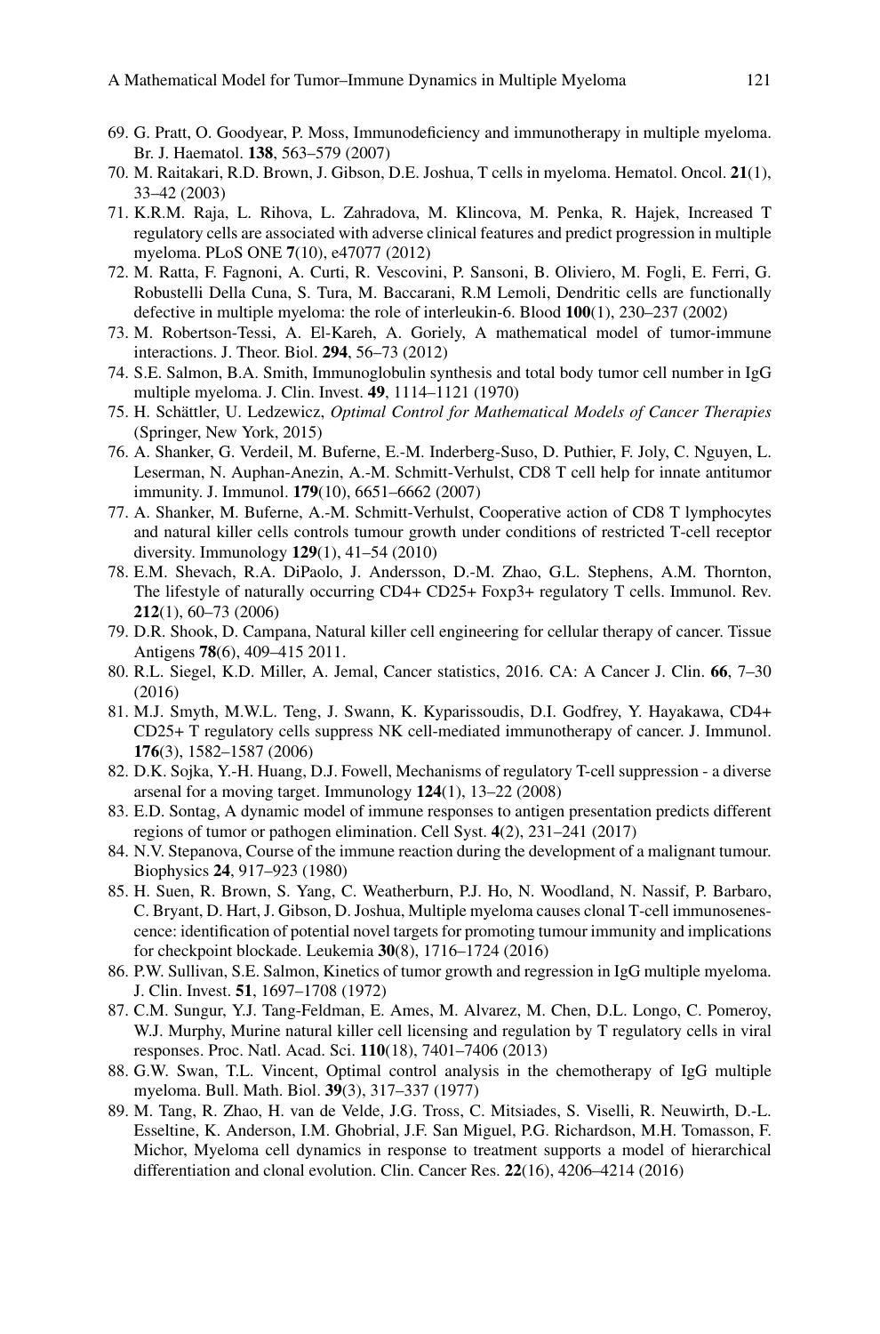69. G. Pratt, O. Goodyear, P. Moss, Immunodeficiency and immunotherapy in multiple myeloma. Br. J. Haematol. **138**, 563–579 (2007)
70. M. Raitakari, R.D. Brown, J. Gibson, D.E. Joshua, T cells in myeloma. Hematol. Oncol. **21**(1), 33–42 (2003)
71. K.R.M. Raja, L. Rihova, L. Zahradova, M. Klincova, M. Penka, R. Hajek, Increased T regulatory cells are associated with adverse clinical features and predict progression in multiple myeloma. PLoS ONE **7**(10), e47077 (2012)
72. M. Ratta, F. Fagnoni, A. Curti, R. Vescovini, P. Sansoni, B. Oliviero, M. Fogli, E. Ferri, G. Robustelli Della Cuna, S. Tura, M. Baccarani, R.M Lemoli, Dendritic cells are functionally defective in multiple myeloma: the role of interleukin-6. Blood **100**(1), 230–237 (2002)
73. M. Robertson-Tessi, A. El-Kareh, A. Goriely, A mathematical model of tumor-immune interactions. J. Theor. Biol. **294**, 56–73 (2012)
74. S.E. Salmon, B.A. Smith, Immunoglobulin synthesis and total body tumor cell number in IgG multiple myeloma. J. Clin. Invest. **49**, 1114–1121 (1970)
75. H. Schättler, U. Ledzewicz, *Optimal Control for Mathematical Models of Cancer Therapies* (Springer, New York, 2015)
76. A. Shanker, G. Verdeil, M. Buferne, E.-M. Inderberg-Suso, D. Puthier, F. Joly, C. Nguyen, L. Leserman, N. Auphan-Anezin, A.-M. Schmitt-Verhulst, CD8 T cell help for innate antitumor immunity. J. Immunol. **179**(10), 6651–6662 (2007)
77. A. Shanker, M. Buferne, A.-M. Schmitt-Verhulst, Cooperative action of CD8 T lymphocytes and natural killer cells controls tumour growth under conditions of restricted T-cell receptor diversity. Immunology **129**(1), 41–54 (2010)
78. E.M. Shevach, R.A. DiPaolo, J. Andersson, D.-M. Zhao, G.L. Stephens, A.M. Thornton, The lifestyle of naturally occurring CD4+ CD25+ Foxp3+ regulatory T cells. Immunol. Rev. **212**(1), 60–73 (2006)
79. D.R. Shook, D. Campana, Natural killer cell engineering for cellular therapy of cancer. Tissue Antigens **78**(6), 409–415 2011.
80. R.L. Siegel, K.D. Miller, A. Jemal, Cancer statistics, 2016. CA: A Cancer J. Clin. **66**, 7–30 (2016)
81. M.J. Smyth, M.W.L. Teng, J. Swann, K. Kyparissoudis, D.I. Godfrey, Y. Hayakawa, CD4+ CD25+ T regulatory cells suppress NK cell-mediated immunotherapy of cancer. J. Immunol. **176**(3), 1582–1587 (2006)
82. D.K. Sojka, Y.-H. Huang, D.J. Fowell, Mechanisms of regulatory T-cell suppression - a diverse arsenal for a moving target. Immunology **124**(1), 13–22 (2008)
83. E.D. Sontag, A dynamic model of immune responses to antigen presentation predicts different regions of tumor or pathogen elimination. Cell Syst. **4**(2), 231–241 (2017)
84. N.V. Stepanova, Course of the immune reaction during the development of a malignant tumour. Biophysics **24**, 917–923 (1980)
85. H. Suen, R. Brown, S. Yang, C. Weatherburn, P.J. Ho, N. Woodland, N. Nassif, P. Barbaro, C. Bryant, D. Hart, J. Gibson, D. Joshua, Multiple myeloma causes clonal T-cell immunosenescence: identification of potential novel targets for promoting tumour immunity and implications for checkpoint blockade. Leukemia **30**(8), 1716–1724 (2016)
86. P.W. Sullivan, S.E. Salmon, Kinetics of tumor growth and regression in IgG multiple myeloma. J. Clin. Invest. **51**, 1697–1708 (1972)
87. C.M. Sungur, Y.J. Tang-Feldman, E. Ames, M. Alvarez, M. Chen, D.L. Longo, C. Pomeroy, W.J. Murphy, Murine natural killer cell licensing and regulation by T regulatory cells in viral responses. Proc. Natl. Acad. Sci. **110**(18), 7401–7406 (2013)
88. G.W. Swan, T.L. Vincent, Optimal control analysis in the chemotherapy of IgG multiple myeloma. Bull. Math. Biol. **39**(3), 317–337 (1977)
89. M. Tang, R. Zhao, H. van de Velde, J.G. Tross, C. Mitsiades, S. Viselli, R. Neuwirth, D.-L. Esseltine, K. Anderson, I.M. Ghobrial, J.F. San Miguel, P.G. Richardson, M.H. Tomasson, F. Michor, Myeloma cell dynamics in response to treatment supports a model of hierarchical differentiation and clonal evolution. Clin. Cancer Res. **22**(16), 4206–4214 (2016)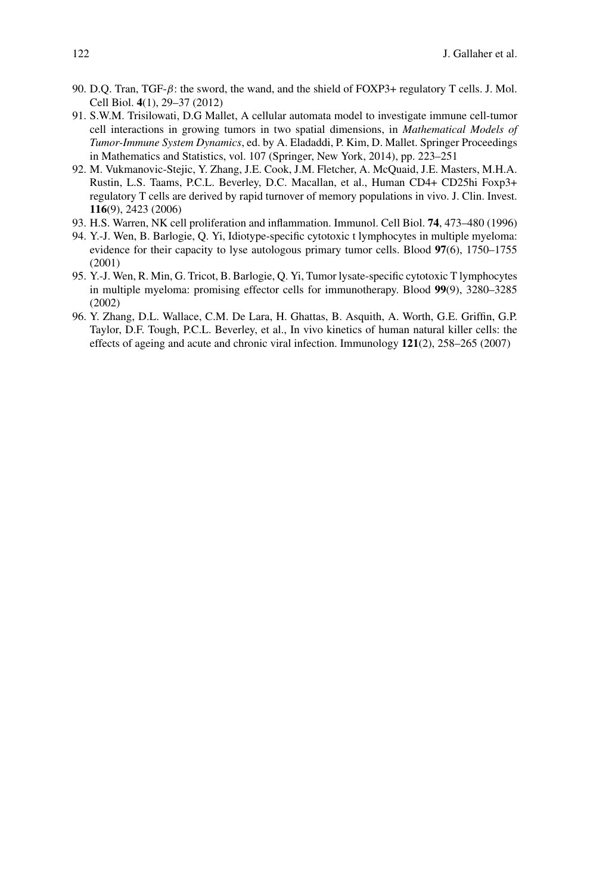90. D.Q. Tran, TGF-$\beta$: the sword, the wand, and the shield of FOXP3+ regulatory T cells. J. Mol. Cell Biol. **4**(1), 29–37 (2012)
91. S.W.M. Trisilowati, D.G Mallet, A cellular automata model to investigate immune cell-tumor cell interactions in growing tumors in two spatial dimensions, in *Mathematical Models of Tumor-Immune System Dynamics*, ed. by A. Eladaddi, P. Kim, D. Mallet. Springer Proceedings in Mathematics and Statistics, vol. 107 (Springer, New York, 2014), pp. 223–251
92. M. Vukmanovic-Stejic, Y. Zhang, J.E. Cook, J.M. Fletcher, A. McQuaid, J.E. Masters, M.H.A. Rustin, L.S. Taams, P.C.L. Beverley, D.C. Macallan, et al., Human CD4+ CD25hi Foxp3+ regulatory T cells are derived by rapid turnover of memory populations in vivo. J. Clin. Invest. **116**(9), 2423 (2006)
93. H.S. Warren, NK cell proliferation and inflammation. Immunol. Cell Biol. **74**, 473–480 (1996)
94. Y.-J. Wen, B. Barlogie, Q. Yi, Idiotype-specific cytotoxic t lymphocytes in multiple myeloma: evidence for their capacity to lyse autologous primary tumor cells. Blood **97**(6), 1750–1755 (2001)
95. Y.-J. Wen, R. Min, G. Tricot, B. Barlogie, Q. Yi, Tumor lysate-specific cytotoxic T lymphocytes in multiple myeloma: promising effector cells for immunotherapy. Blood **99**(9), 3280–3285 (2002)
96. Y. Zhang, D.L. Wallace, C.M. De Lara, H. Ghattas, B. Asquith, A. Worth, G.E. Griffin, G.P. Taylor, D.F. Tough, P.C.L. Beverley, et al., In vivo kinetics of human natural killer cells: the effects of ageing and acute and chronic viral infection. Immunology **121**(2), 258–265 (2007)